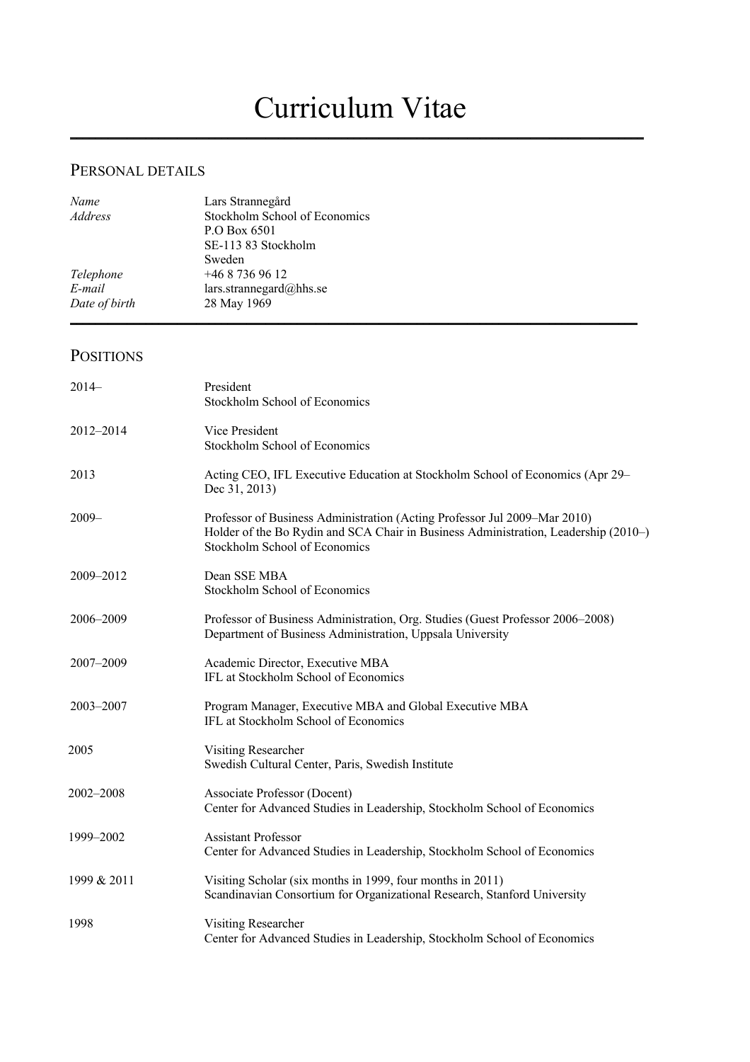# Curriculum Vitae

## Personal details

| | |
|---|---|
| *Name* | Lars Strannegård |
| *Address* | Stockholm School of Economics<br>P.O Box 6501<br>SE-113 83 Stockholm<br>Sweden |
| *Telephone* | +46 8 736 96 12 |
| *E-mail* | lars.strannegard@hhs.se |
| *Date of birth* | 28 May 1969 |

## Positions

| | |
|---|---|
| 2014– | President<br>Stockholm School of Economics |
| 2012–2014 | Vice President<br>Stockholm School of Economics |
| 2013 | Acting CEO, IFL Executive Education at Stockholm School of Economics (Apr 29–Dec 31, 2013) |
| 2009– | Professor of Business Administration (Acting Professor Jul 2009–Mar 2010)<br>Holder of the Bo Rydin and SCA Chair in Business Administration, Leadership (2010–)<br>Stockholm School of Economics |
| 2009–2012 | Dean SSE MBA<br>Stockholm School of Economics |
| 2006–2009 | Professor of Business Administration, Org. Studies (Guest Professor 2006–2008)<br>Department of Business Administration, Uppsala University |
| 2007–2009 | Academic Director, Executive MBA<br>IFL at Stockholm School of Economics |
| 2003–2007 | Program Manager, Executive MBA and Global Executive MBA<br>IFL at Stockholm School of Economics |
| 2005 | Visiting Researcher<br>Swedish Cultural Center, Paris, Swedish Institute |
| 2002–2008 | Associate Professor (Docent)<br>Center for Advanced Studies in Leadership, Stockholm School of Economics |
| 1999–2002 | Assistant Professor<br>Center for Advanced Studies in Leadership, Stockholm School of Economics |
| 1999 & 2011 | Visiting Scholar (six months in 1999, four months in 2011)<br>Scandinavian Consortium for Organizational Research, Stanford University |
| 1998 | Visiting Researcher<br>Center for Advanced Studies in Leadership, Stockholm School of Economics |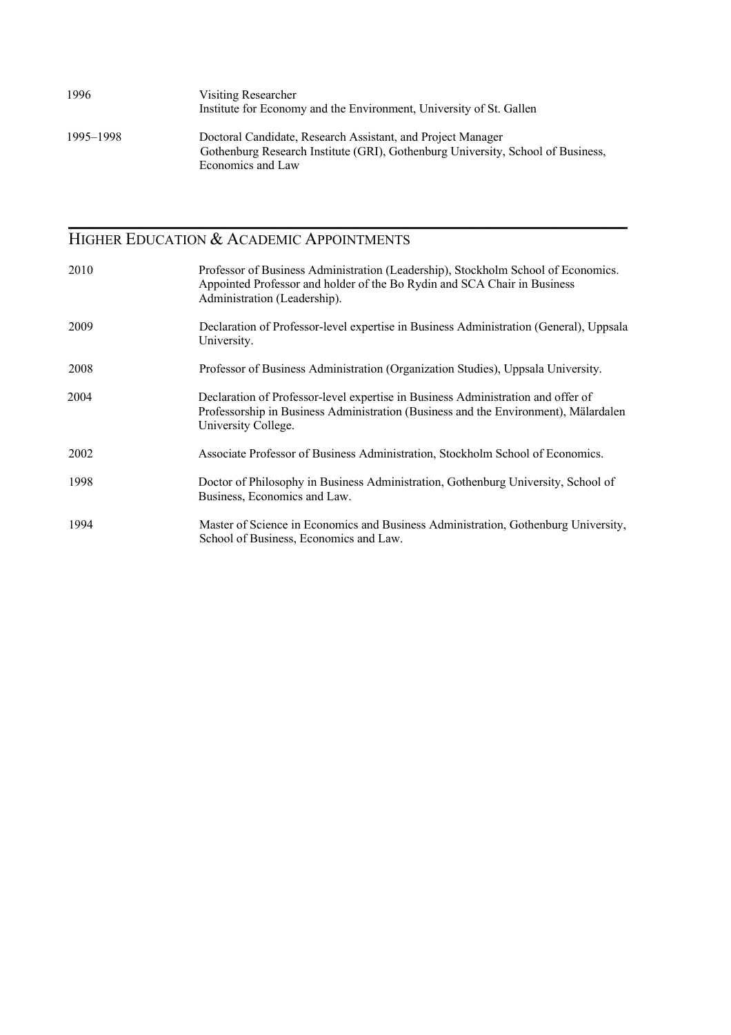1996 — Visiting Researcher
Institute for Economy and the Environment, University of St. Gallen

1995–1998 — Doctoral Candidate, Research Assistant, and Project Manager
Gothenburg Research Institute (GRI), Gothenburg University, School of Business, Economics and Law

## Higher Education & Academic Appointments

2010 — Professor of Business Administration (Leadership), Stockholm School of Economics. Appointed Professor and holder of the Bo Rydin and SCA Chair in Business Administration (Leadership).

2009 — Declaration of Professor-level expertise in Business Administration (General), Uppsala University.

2008 — Professor of Business Administration (Organization Studies), Uppsala University.

2004 — Declaration of Professor-level expertise in Business Administration and offer of Professorship in Business Administration (Business and the Environment), Mälardalen University College.

2002 — Associate Professor of Business Administration, Stockholm School of Economics.

1998 — Doctor of Philosophy in Business Administration, Gothenburg University, School of Business, Economics and Law.

1994 — Master of Science in Economics and Business Administration, Gothenburg University, School of Business, Economics and Law.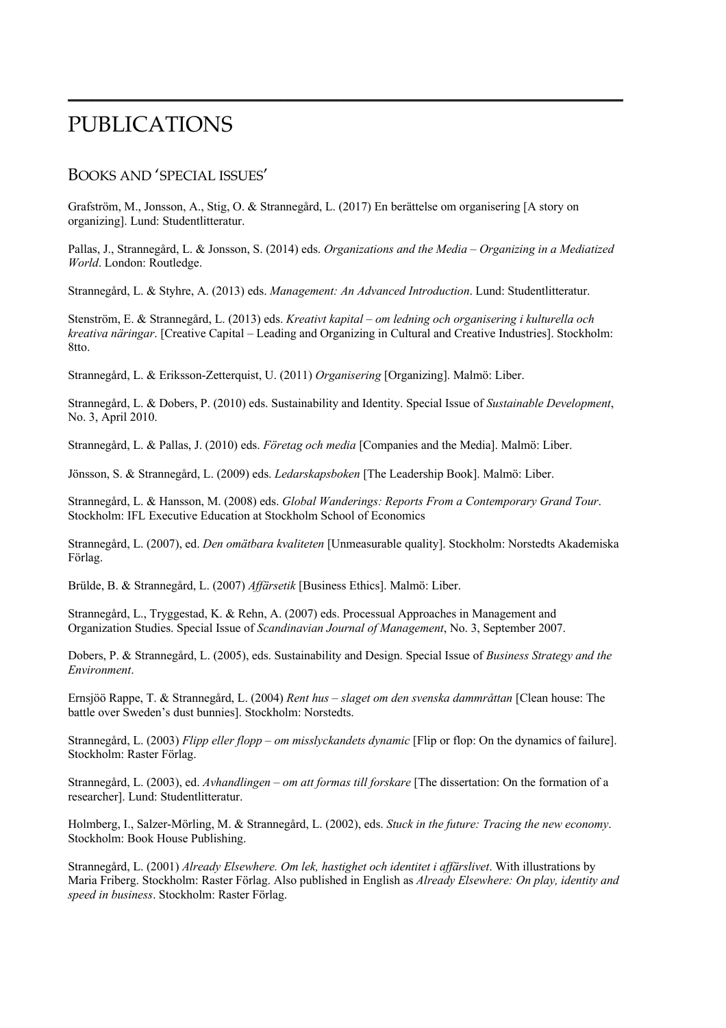# PUBLICATIONS

## BOOKS AND 'SPECIAL ISSUES'

Grafström, M., Jonsson, A., Stig, O. & Strannegård, L. (2017) En berättelse om organisering [A story on organizing]. Lund: Studentlitteratur.

Pallas, J., Strannegård, L. & Jonsson, S. (2014) eds. *Organizations and the Media – Organizing in a Mediatized World*. London: Routledge.

Strannegård, L. & Styhre, A. (2013) eds. *Management: An Advanced Introduction*. Lund: Studentlitteratur.

Stenström, E. & Strannegård, L. (2013) eds. *Kreativt kapital – om ledning och organisering i kulturella och kreativa näringar*. [Creative Capital – Leading and Organizing in Cultural and Creative Industries]. Stockholm: 8tto.

Strannegård, L. & Eriksson-Zetterquist, U. (2011) *Organisering* [Organizing]. Malmö: Liber.

Strannegård, L. & Dobers, P. (2010) eds. Sustainability and Identity. Special Issue of *Sustainable Development*, No. 3, April 2010.

Strannegård, L. & Pallas, J. (2010) eds. *Företag och media* [Companies and the Media]. Malmö: Liber.

Jönsson, S. & Strannegård, L. (2009) eds. *Ledarskapsboken* [The Leadership Book]. Malmö: Liber.

Strannegård, L. & Hansson, M. (2008) eds. *Global Wanderings: Reports From a Contemporary Grand Tour*. Stockholm: IFL Executive Education at Stockholm School of Economics

Strannegård, L. (2007), ed. *Den omätbara kvaliteten* [Unmeasurable quality]. Stockholm: Norstedts Akademiska Förlag.

Brülde, B. & Strannegård, L. (2007) *Affärsetik* [Business Ethics]. Malmö: Liber.

Strannegård, L., Tryggestad, K. & Rehn, A. (2007) eds. Processual Approaches in Management and Organization Studies. Special Issue of *Scandinavian Journal of Management*, No. 3, September 2007.

Dobers, P. & Strannegård, L. (2005), eds. Sustainability and Design. Special Issue of *Business Strategy and the Environment*.

Ernsjöö Rappe, T. & Strannegård, L. (2004) *Rent hus – slaget om den svenska dammråttan* [Clean house: The battle over Sweden's dust bunnies]. Stockholm: Norstedts.

Strannegård, L. (2003) *Flipp eller flopp – om misslyckandets dynamic* [Flip or flop: On the dynamics of failure]. Stockholm: Raster Förlag.

Strannegård, L. (2003), ed. *Avhandlingen – om att formas till forskare* [The dissertation: On the formation of a researcher]. Lund: Studentlitteratur.

Holmberg, I., Salzer-Mörling, M. & Strannegård, L. (2002), eds. *Stuck in the future: Tracing the new economy*. Stockholm: Book House Publishing.

Strannegård, L. (2001) *Already Elsewhere. Om lek, hastighet och identitet i affärslivet*. With illustrations by Maria Friberg. Stockholm: Raster Förlag. Also published in English as *Already Elsewhere: On play, identity and speed in business*. Stockholm: Raster Förlag.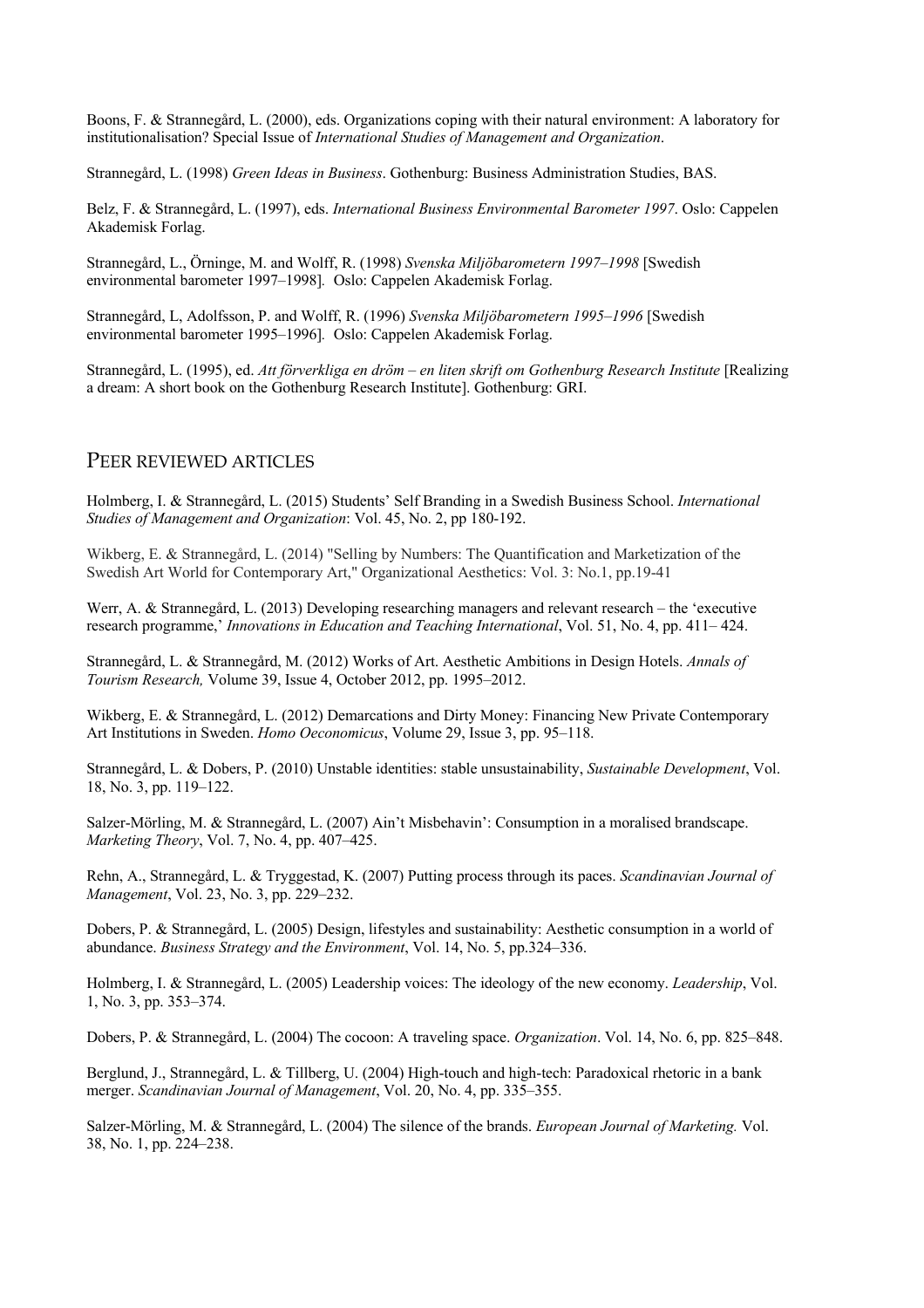Boons, F. & Strannegård, L. (2000), eds. Organizations coping with their natural environment: A laboratory for institutionalisation? Special Issue of *International Studies of Management and Organization*.

Strannegård, L. (1998) *Green Ideas in Business*. Gothenburg: Business Administration Studies, BAS.

Belz, F. & Strannegård, L. (1997), eds. *International Business Environmental Barometer 1997*. Oslo: Cappelen Akademisk Forlag.

Strannegård, L., Örninge, M. and Wolff, R. (1998) *Svenska Miljöbarometern 1997–1998* [Swedish environmental barometer 1997–1998]. Oslo: Cappelen Akademisk Forlag.

Strannegård, L, Adolfsson, P. and Wolff, R. (1996) *Svenska Miljöbarometern 1995–1996* [Swedish environmental barometer 1995–1996]. Oslo: Cappelen Akademisk Forlag.

Strannegård, L. (1995), ed. *Att förverkliga en dröm – en liten skrift om Gothenburg Research Institute* [Realizing a dream: A short book on the Gothenburg Research Institute]. Gothenburg: GRI.

## PEER REVIEWED ARTICLES

Holmberg, I. & Strannegård, L. (2015) Students' Self Branding in a Swedish Business School. *International Studies of Management and Organization*: Vol. 45, No. 2, pp 180-192.

Wikberg, E. & Strannegård, L. (2014) "Selling by Numbers: The Quantification and Marketization of the Swedish Art World for Contemporary Art," Organizational Aesthetics: Vol. 3: No.1, pp.19-41

Werr, A. & Strannegård, L. (2013) Developing researching managers and relevant research – the 'executive research programme,' *Innovations in Education and Teaching International*, Vol. 51, No. 4, pp. 411– 424.

Strannegård, L. & Strannegård, M. (2012) Works of Art. Aesthetic Ambitions in Design Hotels. *Annals of Tourism Research,* Volume 39, Issue 4, October 2012, pp. 1995–2012.

Wikberg, E. & Strannegård, L. (2012) Demarcations and Dirty Money: Financing New Private Contemporary Art Institutions in Sweden. *Homo Oeconomicus*, Volume 29, Issue 3, pp. 95–118.

Strannegård, L. & Dobers, P. (2010) Unstable identities: stable unsustainability, *Sustainable Development*, Vol. 18, No. 3, pp. 119–122.

Salzer-Mörling, M. & Strannegård, L. (2007) Ain't Misbehavin': Consumption in a moralised brandscape. *Marketing Theory*, Vol. 7, No. 4, pp. 407–425.

Rehn, A., Strannegård, L. & Tryggestad, K. (2007) Putting process through its paces. *Scandinavian Journal of Management*, Vol. 23, No. 3, pp. 229–232.

Dobers, P. & Strannegård, L. (2005) Design, lifestyles and sustainability: Aesthetic consumption in a world of abundance. *Business Strategy and the Environment*, Vol. 14, No. 5, pp.324–336.

Holmberg, I. & Strannegård, L. (2005) Leadership voices: The ideology of the new economy. *Leadership*, Vol. 1, No. 3, pp. 353–374.

Dobers, P. & Strannegård, L. (2004) The cocoon: A traveling space. *Organization*. Vol. 14, No. 6, pp. 825–848.

Berglund, J., Strannegård, L. & Tillberg, U. (2004) High-touch and high-tech: Paradoxical rhetoric in a bank merger. *Scandinavian Journal of Management*, Vol. 20, No. 4, pp. 335–355.

Salzer-Mörling, M. & Strannegård, L. (2004) The silence of the brands. *European Journal of Marketing.* Vol. 38, No. 1, pp. 224–238.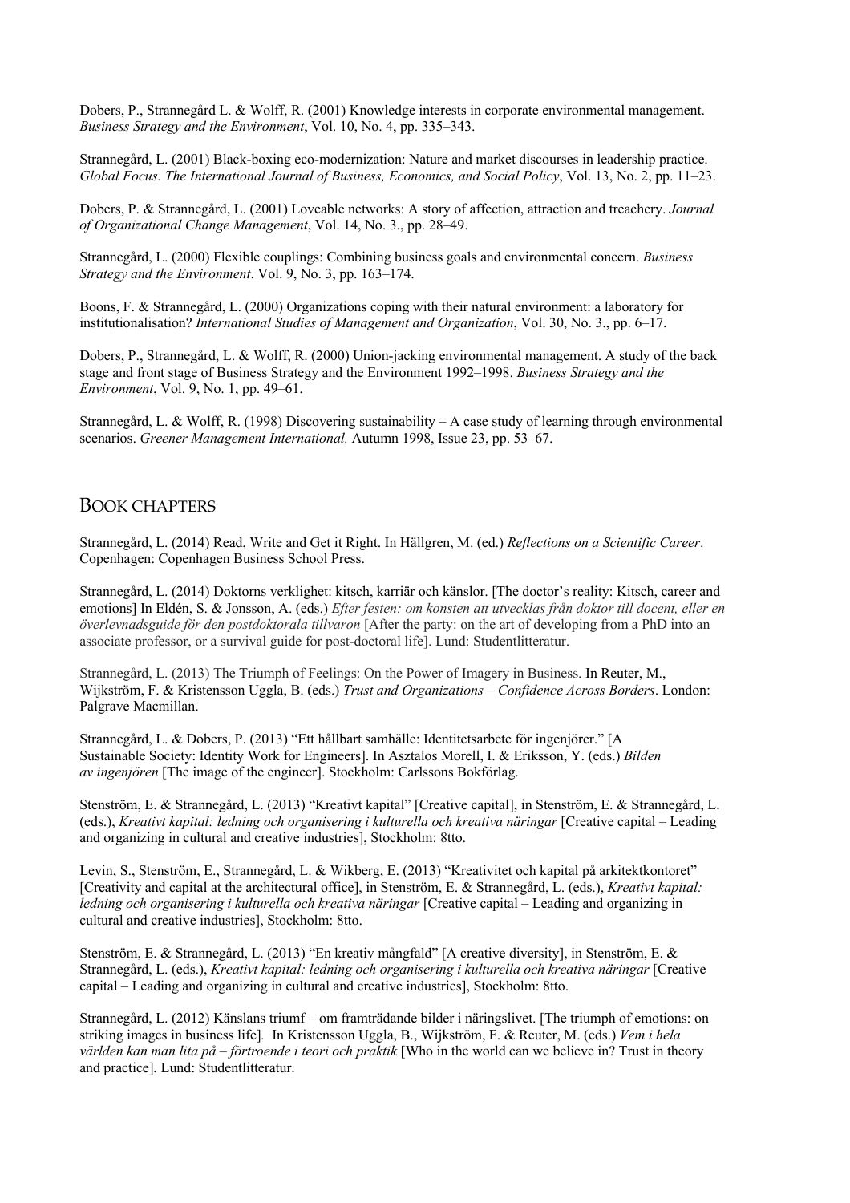Dobers, P., Strannegård L. & Wolff, R. (2001) Knowledge interests in corporate environmental management. *Business Strategy and the Environment*, Vol. 10, No. 4, pp. 335–343.

Strannegård, L. (2001) Black-boxing eco-modernization: Nature and market discourses in leadership practice. *Global Focus. The International Journal of Business, Economics, and Social Policy*, Vol. 13, No. 2, pp. 11–23.

Dobers, P. & Strannegård, L. (2001) Loveable networks: A story of affection, attraction and treachery. *Journal of Organizational Change Management*, Vol. 14, No. 3., pp. 28–49.

Strannegård, L. (2000) Flexible couplings: Combining business goals and environmental concern. *Business Strategy and the Environment*. Vol. 9, No. 3, pp. 163–174.

Boons, F. & Strannegård, L. (2000) Organizations coping with their natural environment: a laboratory for institutionalisation? *International Studies of Management and Organization*, Vol. 30, No. 3., pp. 6–17.

Dobers, P., Strannegård, L. & Wolff, R. (2000) Union-jacking environmental management. A study of the back stage and front stage of Business Strategy and the Environment 1992–1998. *Business Strategy and the Environment*, Vol. 9, No. 1, pp. 49–61.

Strannegård, L. & Wolff, R. (1998) Discovering sustainability – A case study of learning through environmental scenarios. *Greener Management International,* Autumn 1998, Issue 23, pp. 53–67.

## BOOK CHAPTERS

Strannegård, L. (2014) Read, Write and Get it Right. In Hällgren, M. (ed.) *Reflections on a Scientific Career*. Copenhagen: Copenhagen Business School Press.

Strannegård, L. (2014) Doktorns verklighet: kitsch, karriär och känslor. [The doctor's reality: Kitsch, career and emotions] In Eldén, S. & Jonsson, A. (eds.) *Efter festen: om konsten att utvecklas från doktor till docent, eller en överlevnadsguide för den postdoktorala tillvaron* [After the party: on the art of developing from a PhD into an associate professor, or a survival guide for post-doctoral life]. Lund: Studentlitteratur.

Strannegård, L. (2013) The Triumph of Feelings: On the Power of Imagery in Business. In Reuter, M., Wijkström, F. & Kristensson Uggla, B. (eds.) *Trust and Organizations – Confidence Across Borders*. London: Palgrave Macmillan.

Strannegård, L. & Dobers, P. (2013) "Ett hållbart samhälle: Identitetsarbete för ingenjörer." [A Sustainable Society: Identity Work for Engineers]. In Asztalos Morell, I. & Eriksson, Y. (eds.) *Bilden av ingenjören* [The image of the engineer]. Stockholm: Carlssons Bokförlag.

Stenström, E. & Strannegård, L. (2013) "Kreativt kapital" [Creative capital], in Stenström, E. & Strannegård, L. (eds.), *Kreativt kapital: ledning och organisering i kulturella och kreativa näringar* [Creative capital – Leading and organizing in cultural and creative industries], Stockholm: 8tto.

Levin, S., Stenström, E., Strannegård, L. & Wikberg, E. (2013) "Kreativitet och kapital på arkitektkontoret" [Creativity and capital at the architectural office], in Stenström, E. & Strannegård, L. (eds.), *Kreativt kapital: ledning och organisering i kulturella och kreativa näringar* [Creative capital – Leading and organizing in cultural and creative industries], Stockholm: 8tto.

Stenström, E. & Strannegård, L. (2013) "En kreativ mångfald" [A creative diversity], in Stenström, E. & Strannegård, L. (eds.), *Kreativt kapital: ledning och organisering i kulturella och kreativa näringar* [Creative capital – Leading and organizing in cultural and creative industries], Stockholm: 8tto.

Strannegård, L. (2012) Känslans triumf – om framträdande bilder i näringslivet. [The triumph of emotions: on striking images in business life]. In Kristensson Uggla, B., Wijkström, F. & Reuter, M. (eds.) *Vem i hela världen kan man lita på – förtroende i teori och praktik* [Who in the world can we believe in? Trust in theory and practice]. Lund: Studentlitteratur.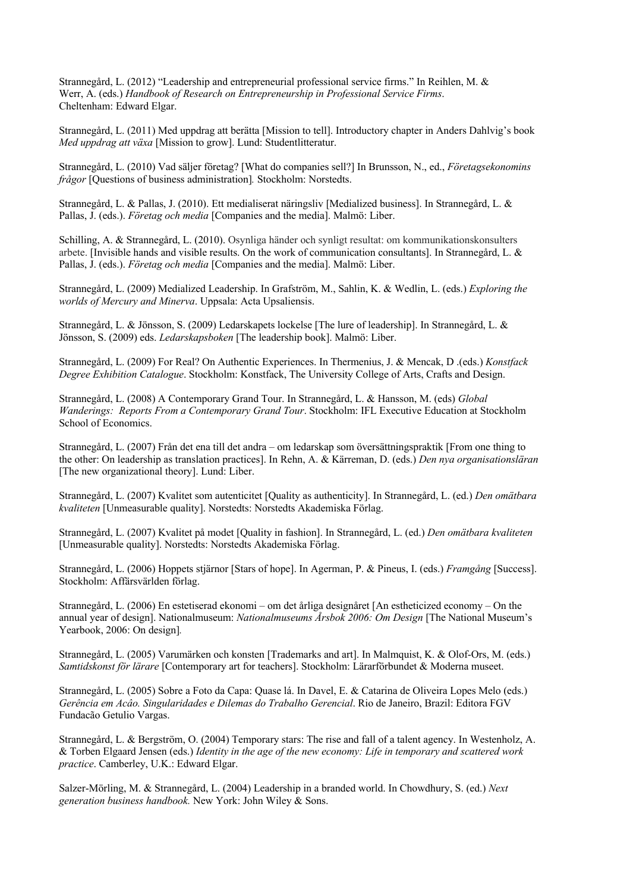Strannegård, L. (2012) "Leadership and entrepreneurial professional service firms." In Reihlen, M. & Werr, A. (eds.) *Handbook of Research on Entrepreneurship in Professional Service Firms*. Cheltenham: Edward Elgar.

Strannegård, L. (2011) Med uppdrag att berätta [Mission to tell]. Introductory chapter in Anders Dahlvig's book *Med uppdrag att växa* [Mission to grow]. Lund: Studentlitteratur.

Strannegård, L. (2010) Vad säljer företag? [What do companies sell?] In Brunsson, N., ed., *Företagsekonomins frågor* [Questions of business administration]. Stockholm: Norstedts.

Strannegård, L. & Pallas, J. (2010). Ett medialiserat näringsliv [Medialized business]. In Strannegård, L. & Pallas, J. (eds.). *Företag och media* [Companies and the media]. Malmö: Liber.

Schilling, A. & Strannegård, L. (2010). Osynliga händer och synligt resultat: om kommunikationskonsulters arbete. [Invisible hands and visible results. On the work of communication consultants]. In Strannegård, L. & Pallas, J. (eds.). *Företag och media* [Companies and the media]. Malmö: Liber.

Strannegård, L. (2009) Medialized Leadership. In Grafström, M., Sahlin, K. & Wedlin, L. (eds.) *Exploring the worlds of Mercury and Minerva*. Uppsala: Acta Upsaliensis.

Strannegård, L. & Jönsson, S. (2009) Ledarskapets lockelse [The lure of leadership]. In Strannegård, L. & Jönsson, S. (2009) eds. *Ledarskapsboken* [The leadership book]. Malmö: Liber.

Strannegård, L. (2009) For Real? On Authentic Experiences. In Thermenius, J. & Mencak, D .(eds.) *Konstfack Degree Exhibition Catalogue*. Stockholm: Konstfack, The University College of Arts, Crafts and Design.

Strannegård, L. (2008) A Contemporary Grand Tour. In Strannegård, L. & Hansson, M. (eds) *Global Wanderings: Reports From a Contemporary Grand Tour*. Stockholm: IFL Executive Education at Stockholm School of Economics.

Strannegård, L. (2007) Från det ena till det andra – om ledarskap som översättningspraktik [From one thing to the other: On leadership as translation practices]. In Rehn, A. & Kärreman, D. (eds.) *Den nya organisationsläran* [The new organizational theory]. Lund: Liber.

Strannegård, L. (2007) Kvalitet som autenticitet [Quality as authenticity]. In Strannegård, L. (ed.) *Den omätbara kvaliteten* [Unmeasurable quality]. Norstedts: Norstedts Akademiska Förlag.

Strannegård, L. (2007) Kvalitet på modet [Quality in fashion]. In Strannegård, L. (ed.) *Den omätbara kvaliteten* [Unmeasurable quality]. Norstedts: Norstedts Akademiska Förlag.

Strannegård, L. (2006) Hoppets stjärnor [Stars of hope]. In Agerman, P. & Pineus, I. (eds.) *Framgång* [Success]. Stockholm: Affärsvärlden förlag.

Strannegård, L. (2006) En estetiserad ekonomi – om det årliga designåret [An estheticized economy – On the annual year of design]. Nationalmuseum: *Nationalmuseums Årsbok 2006: Om Design* [The National Museum's Yearbook, 2006: On design].

Strannegård, L. (2005) Varumärken och konsten [Trademarks and art]. In Malmquist, K. & Olof-Ors, M. (eds.) *Samtidskonst för lärare* [Contemporary art for teachers]. Stockholm: Lärarförbundet & Moderna museet.

Strannegård, L. (2005) Sobre a Foto da Capa: Quase lá. In Davel, E. & Catarina de Oliveira Lopes Melo (eds.) *Gerência em Acâo. Singularidades e Dilemas do Trabalho Gerencial*. Rio de Janeiro, Brazil: Editora FGV Fundacão Getulio Vargas.

Strannegård, L. & Bergström, O. (2004) Temporary stars: The rise and fall of a talent agency. In Westenholz, A. & Torben Elgaard Jensen (eds.) *Identity in the age of the new economy: Life in temporary and scattered work practice*. Camberley, U.K.: Edward Elgar.

Salzer-Mörling, M. & Strannegård, L. (2004) Leadership in a branded world. In Chowdhury, S. (ed.) *Next generation business handbook.* New York: John Wiley & Sons.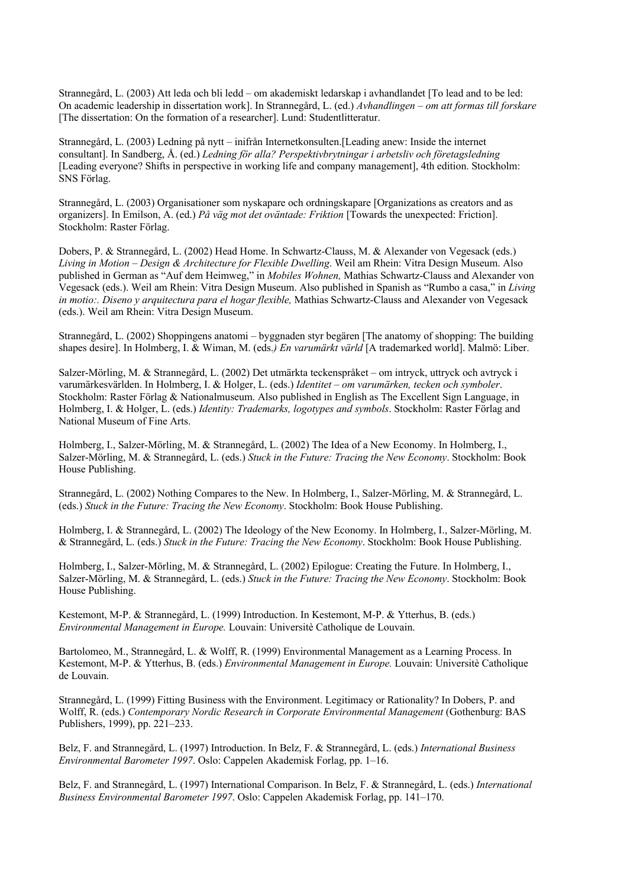Strannegård, L. (2003) Att leda och bli ledd – om akademiskt ledarskap i avhandlandet [To lead and to be led: On academic leadership in dissertation work]. In Strannegård, L. (ed.) *Avhandlingen – om att formas till forskare* [The dissertation: On the formation of a researcher]. Lund: Studentlitteratur.

Strannegård, L. (2003) Ledning på nytt – inifrån Internetkonsulten.[Leading anew: Inside the internet consultant]. In Sandberg, Å. (ed.) *Ledning för alla? Perspektivbrytningar i arbetsliv och företagsledning* [Leading everyone? Shifts in perspective in working life and company management], 4th edition. Stockholm: SNS Förlag.

Strannegård, L. (2003) Organisationer som nyskapare och ordningskapare [Organizations as creators and as organizers]. In Emilson, A. (ed.) *På väg mot det oväntade: Friktion* [Towards the unexpected: Friction]. Stockholm: Raster Förlag.

Dobers, P. & Strannegård, L. (2002) Head Home. In Schwartz-Clauss, M. & Alexander von Vegesack (eds.) *Living in Motion – Design & Architecture for Flexible Dwelling*. Weil am Rhein: Vitra Design Museum. Also published in German as "Auf dem Heimweg," in *Mobiles Wohnen,* Mathias Schwartz-Clauss and Alexander von Vegesack (eds.). Weil am Rhein: Vitra Design Museum. Also published in Spanish as "Rumbo a casa," in *Living in motio:. Diseno y arquitectura para el hogar flexible,* Mathias Schwartz-Clauss and Alexander von Vegesack (eds.). Weil am Rhein: Vitra Design Museum.

Strannegård, L. (2002) Shoppingens anatomi – byggnaden styr begären [The anatomy of shopping: The building shapes desire]. In Holmberg, I. & Wiman, M. (eds*.) En varumärkt värld* [A trademarked world]. Malmö: Liber.

Salzer-Mörling, M. & Strannegård, L. (2002) Det utmärkta teckenspråket – om intryck, uttryck och avtryck i varumärkesvärlden. In Holmberg, I. & Holger, L. (eds.) *Identitet – om varumärken, tecken och symboler*. Stockholm: Raster Förlag & Nationalmuseum. Also published in English as The Excellent Sign Language, in Holmberg, I. & Holger, L. (eds.) *Identity: Trademarks, logotypes and symbols*. Stockholm: Raster Förlag and National Museum of Fine Arts.

Holmberg, I., Salzer-Mörling, M. & Strannegård, L. (2002) The Idea of a New Economy. In Holmberg, I., Salzer-Mörling, M. & Strannegård, L. (eds.) *Stuck in the Future: Tracing the New Economy*. Stockholm: Book House Publishing.

Strannegård, L. (2002) Nothing Compares to the New. In Holmberg, I., Salzer-Mörling, M. & Strannegård, L. (eds.) *Stuck in the Future: Tracing the New Economy*. Stockholm: Book House Publishing.

Holmberg, I. & Strannegård, L. (2002) The Ideology of the New Economy. In Holmberg, I., Salzer-Mörling, M. & Strannegård, L. (eds.) *Stuck in the Future: Tracing the New Economy*. Stockholm: Book House Publishing.

Holmberg, I., Salzer-Mörling, M. & Strannegård, L. (2002) Epilogue: Creating the Future. In Holmberg, I., Salzer-Mörling, M. & Strannegård, L. (eds.) *Stuck in the Future: Tracing the New Economy*. Stockholm: Book House Publishing.

Kestemont, M-P. & Strannegård, L. (1999) Introduction. In Kestemont, M-P. & Ytterhus, B. (eds.) *Environmental Management in Europe.* Louvain: Universitè Catholique de Louvain.

Bartolomeo, M., Strannegård, L. & Wolff, R. (1999) Environmental Management as a Learning Process. In Kestemont, M-P. & Ytterhus, B. (eds.) *Environmental Management in Europe.* Louvain: Universitè Catholique de Louvain.

Strannegård, L. (1999) Fitting Business with the Environment. Legitimacy or Rationality? In Dobers, P. and Wolff, R. (eds.) *Contemporary Nordic Research in Corporate Environmental Management* (Gothenburg: BAS Publishers, 1999), pp. 221–233.

Belz, F. and Strannegård, L. (1997) Introduction. In Belz, F. & Strannegård, L. (eds.) *International Business Environmental Barometer 1997*. Oslo: Cappelen Akademisk Forlag, pp. 1–16.

Belz, F. and Strannegård, L. (1997) International Comparison. In Belz, F. & Strannegård, L. (eds.) *International Business Environmental Barometer 1997*. Oslo: Cappelen Akademisk Forlag, pp. 141–170.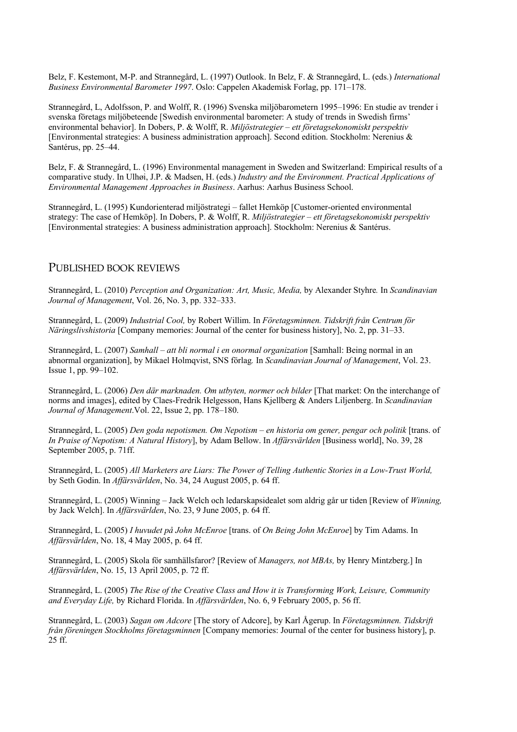Belz, F. Kestemont, M-P. and Strannegård, L. (1997) Outlook. In Belz, F. & Strannegård, L. (eds.) *International Business Environmental Barometer 1997*. Oslo: Cappelen Akademisk Forlag, pp. 171–178.

Strannegård, L, Adolfsson, P. and Wolff, R. (1996) Svenska miljöbarometern 1995–1996: En studie av trender i svenska företags miljöbeteende [Swedish environmental barometer: A study of trends in Swedish firms' environmental behavior]. In Dobers, P. & Wolff, R. *Miljöstrategier – ett företagsekonomiskt perspektiv* [Environmental strategies: A business administration approach]. Second edition. Stockholm: Nerenius & Santérus, pp. 25–44.

Belz, F. & Strannegård, L. (1996) Environmental management in Sweden and Switzerland: Empirical results of a comparative study. In Ulhøi, J.P. & Madsen, H. (eds.) *Industry and the Environment. Practical Applications of Environmental Management Approaches in Business*. Aarhus: Aarhus Business School.

Strannegård, L. (1995) Kundorienterad miljöstrategi – fallet Hemköp [Customer-oriented environmental strategy: The case of Hemköp]. In Dobers, P. & Wolff, R. *Miljöstrategier – ett företagsekonomiskt perspektiv* [Environmental strategies: A business administration approach]. Stockholm: Nerenius & Santérus.

## PUBLISHED BOOK REVIEWS

Strannegård, L. (2010) *Perception and Organization: Art, Music, Media,* by Alexander Styhre*.* In *Scandinavian Journal of Management*, Vol. 26, No. 3, pp. 332–333.

Strannegård, L. (2009) *Industrial Cool,* by Robert Willim. In *Företagsminnen. Tidskrift från Centrum för Näringslivshistoria* [Company memories: Journal of the center for business history], No. 2, pp. 31–33.

Strannegård, L. (2007) *Samhall – att bli normal i en onormal organization* [Samhall: Being normal in an abnormal organization], by Mikael Holmqvist, SNS förlag*.* In *Scandinavian Journal of Management*, Vol. 23. Issue 1, pp. 99–102.

Strannegård, L. (2006) *Den där marknaden. Om utbyten, normer och bilder* [That market: On the interchange of norms and images], edited by Claes-Fredrik Helgesson, Hans Kjellberg & Anders Liljenberg. In *Scandinavian Journal of Management*.Vol. 22, Issue 2, pp. 178–180.

Strannegård, L. (2005) *Den goda nepotismen. Om Nepotism – en historia om gener, pengar och politik* [trans. of *In Praise of Nepotism: A Natural History*], by Adam Bellow. In *Affärsvärlden* [Business world], No. 39, 28 September 2005, p. 71ff.

Strannegård, L. (2005) *All Marketers are Liars: The Power of Telling Authentic Stories in a Low-Trust World,* by Seth Godin. In *Affärsvärlden*, No. 34, 24 August 2005, p. 64 ff.

Strannegård, L. (2005) Winning – Jack Welch och ledarskapsidealet som aldrig går ur tiden [Review of *Winning,* by Jack Welch]. In *Affärsvärlden*, No. 23, 9 June 2005, p. 64 ff.

Strannegård, L. (2005) *I huvudet på John McEnroe* [trans. of *On Being John McEnroe*] by Tim Adams. In *Affärsvärlden*, No. 18, 4 May 2005, p. 64 ff.

Strannegård, L. (2005) Skola för samhällsfaror? [Review of *Managers, not MBAs,* by Henry Mintzberg.] In *Affärsvärlden*, No. 15, 13 April 2005, p. 72 ff.

Strannegård, L. (2005) *The Rise of the Creative Class and How it is Transforming Work, Leisure, Community and Everyday Life,* by Richard Florida. In *Affärsvärlden*, No. 6, 9 February 2005, p. 56 ff.

Strannegård, L. (2003) *Sagan om Adcore* [The story of Adcore], by Karl Ågerup. In *Företagsminnen. Tidskrift från föreningen Stockholms företagsminnen* [Company memories: Journal of the center for business history], p. 25 ff.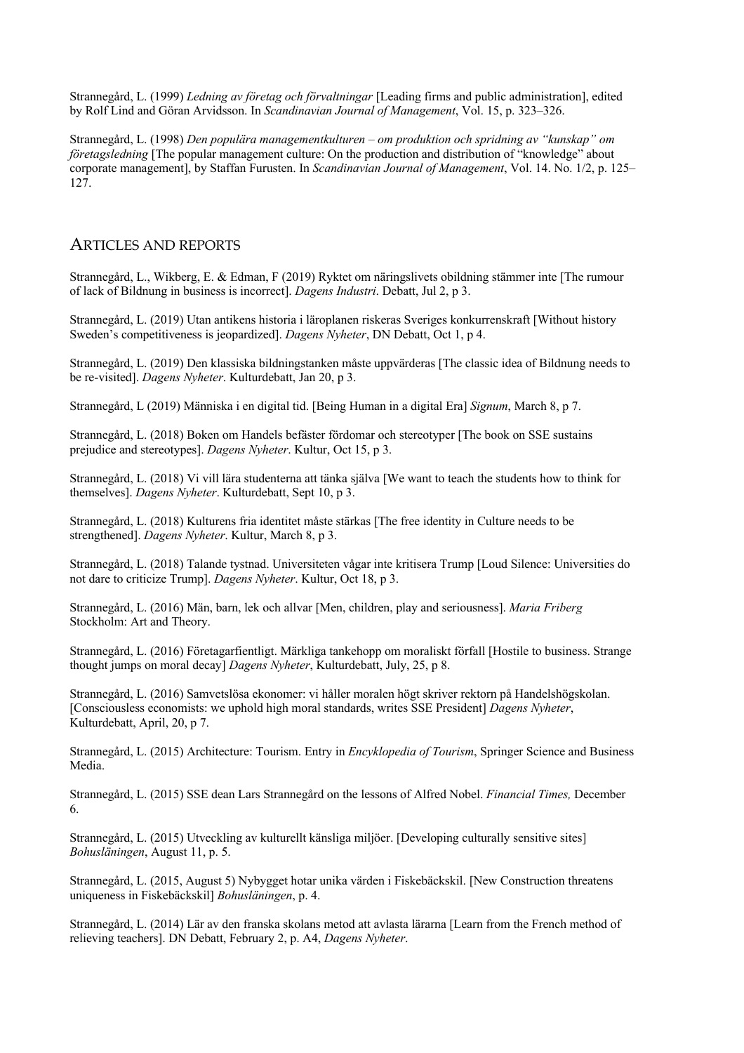Strannegård, L. (1999) *Ledning av företag och förvaltningar* [Leading firms and public administration], edited by Rolf Lind and Göran Arvidsson. In *Scandinavian Journal of Management*, Vol. 15, p. 323–326.

Strannegård, L. (1998) *Den populära managementkulturen – om produktion och spridning av "kunskap" om företagsledning* [The popular management culture: On the production and distribution of "knowledge" about corporate management], by Staffan Furusten. In *Scandinavian Journal of Management*, Vol. 14. No. 1/2, p. 125–127.

## ARTICLES AND REPORTS

Strannegård, L., Wikberg, E. & Edman, F (2019) Ryktet om näringslivets obildning stämmer inte [The rumour of lack of Bildnung in business is incorrect]. *Dagens Industri*. Debatt, Jul 2, p 3.

Strannegård, L. (2019) Utan antikens historia i läroplanen riskeras Sveriges konkurrenskraft [Without history Sweden's competitiveness is jeopardized]. *Dagens Nyheter*, DN Debatt, Oct 1, p 4.

Strannegård, L. (2019) Den klassiska bildningstanken måste uppvärderas [The classic idea of Bildnung needs to be re-visited]. *Dagens Nyheter*. Kulturdebatt, Jan 20, p 3.

Strannegård, L (2019) Människa i en digital tid. [Being Human in a digital Era] *Signum*, March 8, p 7.

Strannegård, L. (2018) Boken om Handels befäster fördomar och stereotyper [The book on SSE sustains prejudice and stereotypes]. *Dagens Nyheter*. Kultur, Oct 15, p 3.

Strannegård, L. (2018) Vi vill lära studenterna att tänka själva [We want to teach the students how to think for themselves]. *Dagens Nyheter*. Kulturdebatt, Sept 10, p 3.

Strannegård, L. (2018) Kulturens fria identitet måste stärkas [The free identity in Culture needs to be strengthened]. *Dagens Nyheter*. Kultur, March 8, p 3.

Strannegård, L. (2018) Talande tystnad. Universiteten vågar inte kritisera Trump [Loud Silence: Universities do not dare to criticize Trump]. *Dagens Nyheter*. Kultur, Oct 18, p 3.

Strannegård, L. (2016) Män, barn, lek och allvar [Men, children, play and seriousness]. *Maria Friberg* Stockholm: Art and Theory.

Strannegård, L. (2016) Företagarfientligt. Märkliga tankehopp om moraliskt förfall [Hostile to business. Strange thought jumps on moral decay] *Dagens Nyheter*, Kulturdebatt, July, 25, p 8.

Strannegård, L. (2016) Samvetslösa ekonomer: vi håller moralen högt skriver rektorn på Handelshögskolan. [Consciousless economists: we uphold high moral standards, writes SSE President] *Dagens Nyheter*, Kulturdebatt, April, 20, p 7.

Strannegård, L. (2015) Architecture: Tourism. Entry in *Encyklopedia of Tourism*, Springer Science and Business Media.

Strannegård, L. (2015) SSE dean Lars Strannegård on the lessons of Alfred Nobel. *Financial Times,* December 6.

Strannegård, L. (2015) Utveckling av kulturellt känsliga miljöer. [Developing culturally sensitive sites] *Bohusläningen*, August 11, p. 5.

Strannegård, L. (2015, August 5) Nybygget hotar unika värden i Fiskebäckskil. [New Construction threatens uniqueness in Fiskebäckskil] *Bohusläningen*, p. 4.

Strannegård, L. (2014) Lär av den franska skolans metod att avlasta lärarna [Learn from the French method of relieving teachers]. DN Debatt, February 2, p. A4, *Dagens Nyheter*.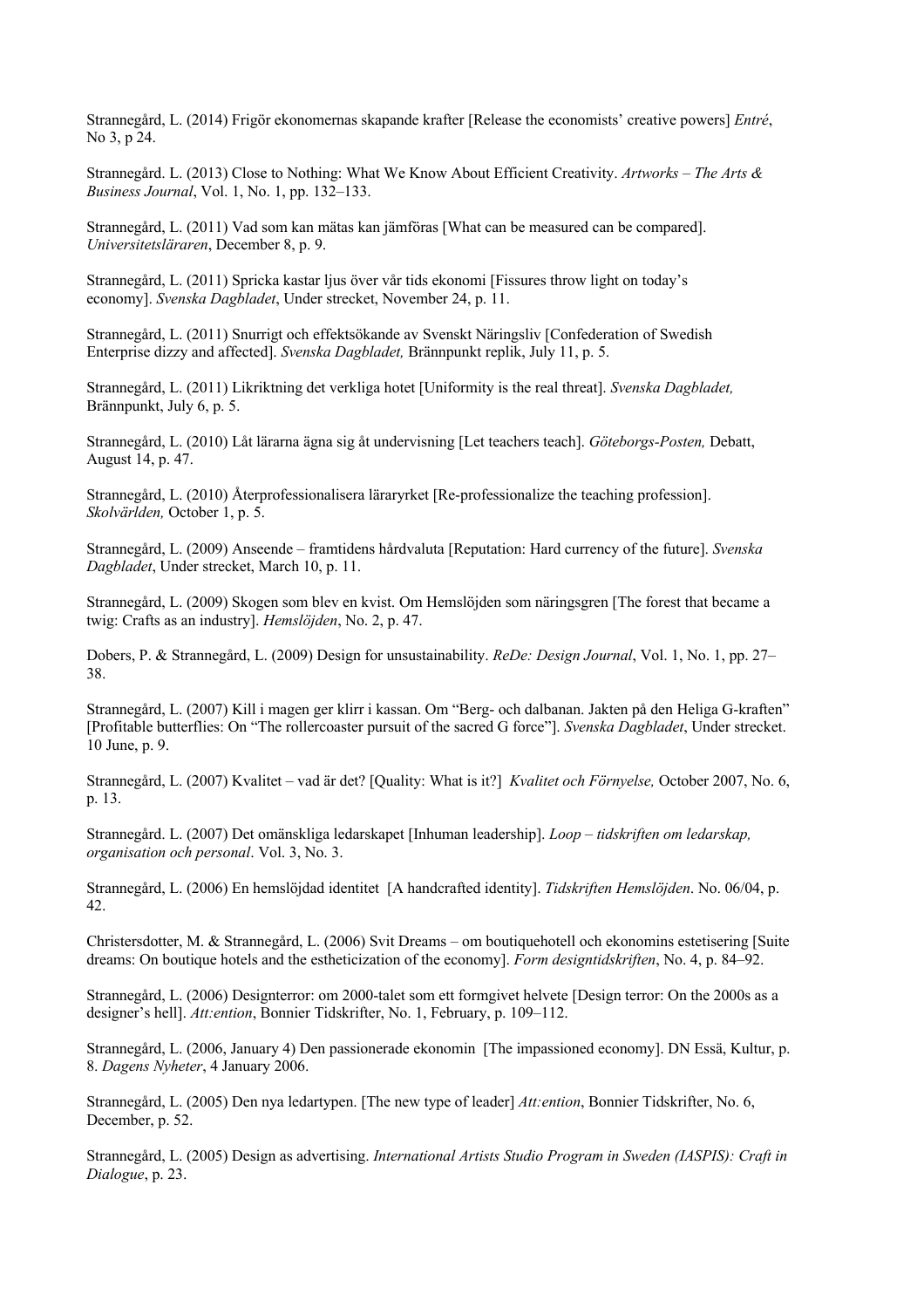Strannegård, L. (2014) Frigör ekonomernas skapande krafter [Release the economists' creative powers] *Entré*, No 3, p 24.

Strannegård. L. (2013) Close to Nothing: What We Know About Efficient Creativity. *Artworks – The Arts & Business Journal*, Vol. 1, No. 1, pp. 132–133.

Strannegård, L. (2011) Vad som kan mätas kan jämföras [What can be measured can be compared]. *Universitetsläraren*, December 8, p. 9.

Strannegård, L. (2011) Spricka kastar ljus över vår tids ekonomi [Fissures throw light on today's economy]. *Svenska Dagbladet*, Under strecket, November 24, p. 11.

Strannegård, L. (2011) Snurrigt och effektsökande av Svenskt Näringsliv [Confederation of Swedish Enterprise dizzy and affected]. *Svenska Dagbladet,* Brännpunkt replik, July 11, p. 5.

Strannegård, L. (2011) Likriktning det verkliga hotet [Uniformity is the real threat]. *Svenska Dagbladet,* Brännpunkt, July 6, p. 5.

Strannegård, L. (2010) Låt lärarna ägna sig åt undervisning [Let teachers teach]. *Göteborgs-Posten,* Debatt, August 14, p. 47.

Strannegård, L. (2010) Återprofessionalisera läraryrket [Re-professionalize the teaching profession]. *Skolvärlden,* October 1, p. 5.

Strannegård, L. (2009) Anseende – framtidens hårdvaluta [Reputation: Hard currency of the future]. *Svenska Dagbladet*, Under strecket, March 10, p. 11.

Strannegård, L. (2009) Skogen som blev en kvist. Om Hemslöjden som näringsgren [The forest that became a twig: Crafts as an industry]. *Hemslöjden*, No. 2, p. 47.

Dobers, P. & Strannegård, L. (2009) Design for unsustainability. *ReDe: Design Journal*, Vol. 1, No. 1, pp. 27–38.

Strannegård, L. (2007) Kill i magen ger klirr i kassan. Om "Berg- och dalbanan. Jakten på den Heliga G-kraften" [Profitable butterflies: On "The rollercoaster pursuit of the sacred G force"]. *Svenska Dagbladet*, Under strecket. 10 June, p. 9.

Strannegård, L. (2007) Kvalitet – vad är det? [Quality: What is it?] *Kvalitet och Förnyelse,* October 2007, No. 6, p. 13.

Strannegård. L. (2007) Det omänskliga ledarskapet [Inhuman leadership]. *Loop – tidskriften om ledarskap, organisation och personal*. Vol. 3, No. 3.

Strannegård, L. (2006) En hemslöjdad identitet [A handcrafted identity]. *Tidskriften Hemslöjden*. No. 06/04, p. 42.

Christersdotter, M. & Strannegård, L. (2006) Svit Dreams – om boutiquehotell och ekonomins estetisering [Suite dreams: On boutique hotels and the estheticization of the economy]. *Form designtidskriften*, No. 4, p. 84–92.

Strannegård, L. (2006) Designterror: om 2000-talet som ett formgivet helvete [Design terror: On the 2000s as a designer's hell]. *Att:ention*, Bonnier Tidskrifter, No. 1, February, p. 109–112.

Strannegård, L. (2006, January 4) Den passionerade ekonomin [The impassioned economy]. DN Essä, Kultur, p. 8. *Dagens Nyheter*, 4 January 2006.

Strannegård, L. (2005) Den nya ledartypen. [The new type of leader] *Att:ention*, Bonnier Tidskrifter, No. 6, December, p. 52.

Strannegård, L. (2005) Design as advertising. *International Artists Studio Program in Sweden (IASPIS): Craft in Dialogue*, p. 23.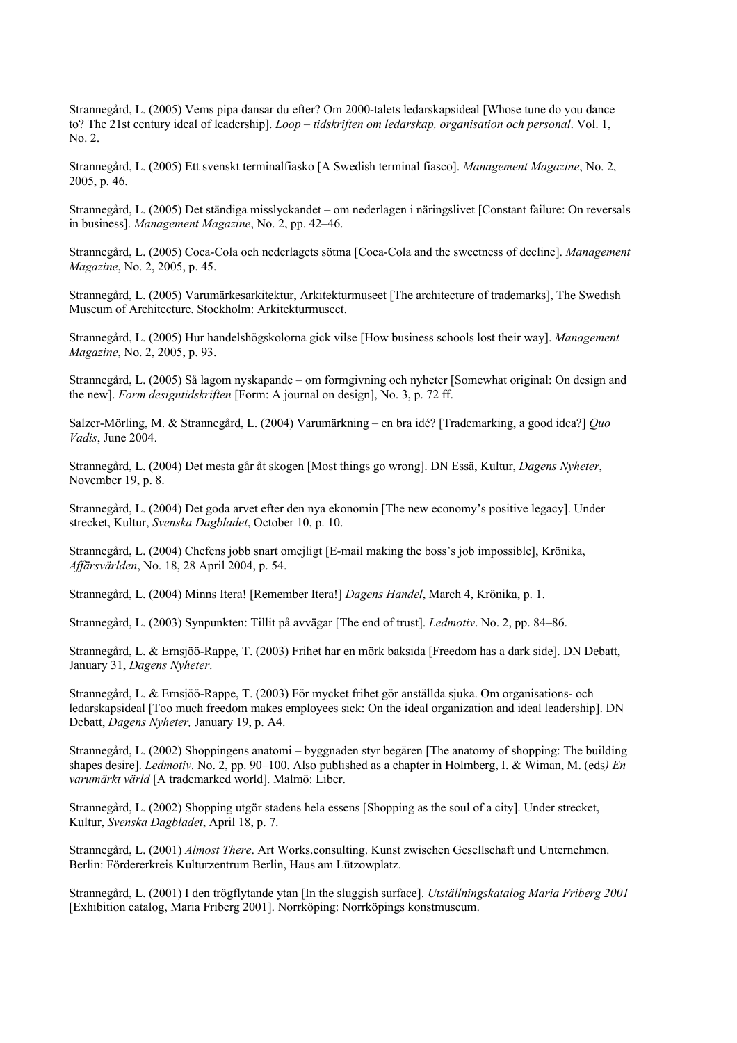Strannegård, L. (2005) Vems pipa dansar du efter? Om 2000-talets ledarskapsideal [Whose tune do you dance to? The 21st century ideal of leadership]. *Loop – tidskriften om ledarskap, organisation och personal*. Vol. 1, No. 2.

Strannegård, L. (2005) Ett svenskt terminalfiasko [A Swedish terminal fiasco]. *Management Magazine*, No. 2, 2005, p. 46.

Strannegård, L. (2005) Det ständiga misslyckandet – om nederlagen i näringslivet [Constant failure: On reversals in business]. *Management Magazine*, No. 2, pp. 42–46.

Strannegård, L. (2005) Coca-Cola och nederlagets sötma [Coca-Cola and the sweetness of decline]. *Management Magazine*, No. 2, 2005, p. 45.

Strannegård, L. (2005) Varumärkesarkitektur, Arkitekturmuseet [The architecture of trademarks], The Swedish Museum of Architecture. Stockholm: Arkitekturmuseet.

Strannegård, L. (2005) Hur handelshögskolorna gick vilse [How business schools lost their way]. *Management Magazine*, No. 2, 2005, p. 93.

Strannegård, L. (2005) Så lagom nyskapande – om formgivning och nyheter [Somewhat original: On design and the new]. *Form designtidskriften* [Form: A journal on design], No. 3, p. 72 ff.

Salzer-Mörling, M. & Strannegård, L. (2004) Varumärkning – en bra idé? [Trademarking, a good idea?] *Quo Vadis*, June 2004.

Strannegård, L. (2004) Det mesta går åt skogen [Most things go wrong]. DN Essä, Kultur, *Dagens Nyheter*, November 19, p. 8.

Strannegård, L. (2004) Det goda arvet efter den nya ekonomin [The new economy's positive legacy]. Under strecket, Kultur, *Svenska Dagbladet*, October 10, p. 10.

Strannegård, L. (2004) Chefens jobb snart omejligt [E-mail making the boss's job impossible], Krönika, *Affärsvärlden*, No. 18, 28 April 2004, p. 54.

Strannegård, L. (2004) Minns Itera! [Remember Itera!] *Dagens Handel*, March 4, Krönika, p. 1.

Strannegård, L. (2003) Synpunkten: Tillit på avvägar [The end of trust]. *Ledmotiv*. No. 2, pp. 84–86.

Strannegård, L. & Ernsjöö-Rappe, T. (2003) Frihet har en mörk baksida [Freedom has a dark side]. DN Debatt, January 31, *Dagens Nyheter*.

Strannegård, L. & Ernsjöö-Rappe, T. (2003) För mycket frihet gör anställda sjuka. Om organisations- och ledarskapsideal [Too much freedom makes employees sick: On the ideal organization and ideal leadership]. DN Debatt, *Dagens Nyheter,* January 19, p. A4.

Strannegård, L. (2002) Shoppingens anatomi – byggnaden styr begären [The anatomy of shopping: The building shapes desire]. *Ledmotiv*. No. 2, pp. 90–100. Also published as a chapter in Holmberg, I. & Wiman, M. (eds*) En varumärkt värld* [A trademarked world]. Malmö: Liber.

Strannegård, L. (2002) Shopping utgör stadens hela essens [Shopping as the soul of a city]. Under strecket, Kultur, *Svenska Dagbladet*, April 18, p. 7.

Strannegård, L. (2001) *Almost There*. Art Works.consulting. Kunst zwischen Gesellschaft und Unternehmen. Berlin: Fördererkreis Kulturzentrum Berlin, Haus am Lützowplatz.

Strannegård, L. (2001) I den trögflytande ytan [In the sluggish surface]. *Utställningskatalog Maria Friberg 2001* [Exhibition catalog, Maria Friberg 2001]. Norrköping: Norrköpings konstmuseum.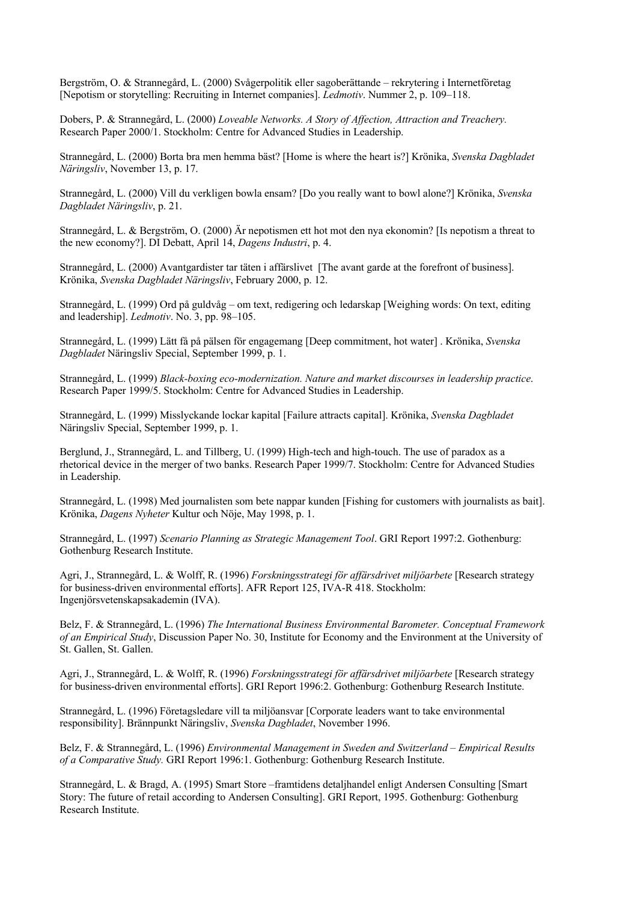Bergström, O. & Strannegård, L. (2000) Svågerpolitik eller sagoberättande – rekrytering i Internetföretag [Nepotism or storytelling: Recruiting in Internet companies]. *Ledmotiv*. Nummer 2, p. 109–118.

Dobers, P. & Strannegård, L. (2000) *Loveable Networks. A Story of Affection, Attraction and Treachery.* Research Paper 2000/1. Stockholm: Centre for Advanced Studies in Leadership.

Strannegård, L. (2000) Borta bra men hemma bäst? [Home is where the heart is?] Krönika, *Svenska Dagbladet Näringsliv*, November 13, p. 17.

Strannegård, L. (2000) Vill du verkligen bowla ensam? [Do you really want to bowl alone?] Krönika, *Svenska Dagbladet Näringsliv*, p. 21.

Strannegård, L. & Bergström, O. (2000) Är nepotismen ett hot mot den nya ekonomin? [Is nepotism a threat to the new economy?]. DI Debatt, April 14, *Dagens Industri*, p. 4.

Strannegård, L. (2000) Avantgardister tar täten i affärslivet [The avant garde at the forefront of business]. Krönika, *Svenska Dagbladet Näringsliv*, February 2000, p. 12.

Strannegård, L. (1999) Ord på guldvåg – om text, redigering och ledarskap [Weighing words: On text, editing and leadership]. *Ledmotiv*. No. 3, pp. 98–105.

Strannegård, L. (1999) Lätt få på pälsen för engagemang [Deep commitment, hot water] . Krönika, *Svenska Dagbladet* Näringsliv Special, September 1999, p. 1.

Strannegård, L. (1999) *Black-boxing eco-modernization. Nature and market discourses in leadership practice*. Research Paper 1999/5. Stockholm: Centre for Advanced Studies in Leadership.

Strannegård, L. (1999) Misslyckande lockar kapital [Failure attracts capital]. Krönika, *Svenska Dagbladet* Näringsliv Special, September 1999, p. 1.

Berglund, J., Strannegård, L. and Tillberg, U. (1999) High-tech and high-touch. The use of paradox as a rhetorical device in the merger of two banks. Research Paper 1999/7. Stockholm: Centre for Advanced Studies in Leadership.

Strannegård, L. (1998) Med journalisten som bete nappar kunden [Fishing for customers with journalists as bait]. Krönika, *Dagens Nyheter* Kultur och Nöje, May 1998, p. 1.

Strannegård, L. (1997) *Scenario Planning as Strategic Management Tool*. GRI Report 1997:2. Gothenburg: Gothenburg Research Institute.

Agri, J., Strannegård, L. & Wolff, R. (1996) *Forskningsstrategi för affärsdrivet miljöarbete* [Research strategy for business-driven environmental efforts]. AFR Report 125, IVA-R 418. Stockholm: Ingenjörsvetenskapsakademin (IVA).

Belz, F. & Strannegård, L. (1996) *The International Business Environmental Barometer. Conceptual Framework of an Empirical Study*, Discussion Paper No. 30, Institute for Economy and the Environment at the University of St. Gallen, St. Gallen.

Agri, J., Strannegård, L. & Wolff, R. (1996) *Forskningsstrategi för affärsdrivet miljöarbete* [Research strategy for business-driven environmental efforts]. GRI Report 1996:2. Gothenburg: Gothenburg Research Institute.

Strannegård, L. (1996) Företagsledare vill ta miljöansvar [Corporate leaders want to take environmental responsibility]. Brännpunkt Näringsliv, *Svenska Dagbladet*, November 1996.

Belz, F. & Strannegård, L. (1996) *Environmental Management in Sweden and Switzerland – Empirical Results of a Comparative Study.* GRI Report 1996:1. Gothenburg: Gothenburg Research Institute.

Strannegård, L. & Bragd, A. (1995) Smart Store –framtidens detaljhandel enligt Andersen Consulting [Smart Story: The future of retail according to Andersen Consulting]. GRI Report, 1995. Gothenburg: Gothenburg Research Institute.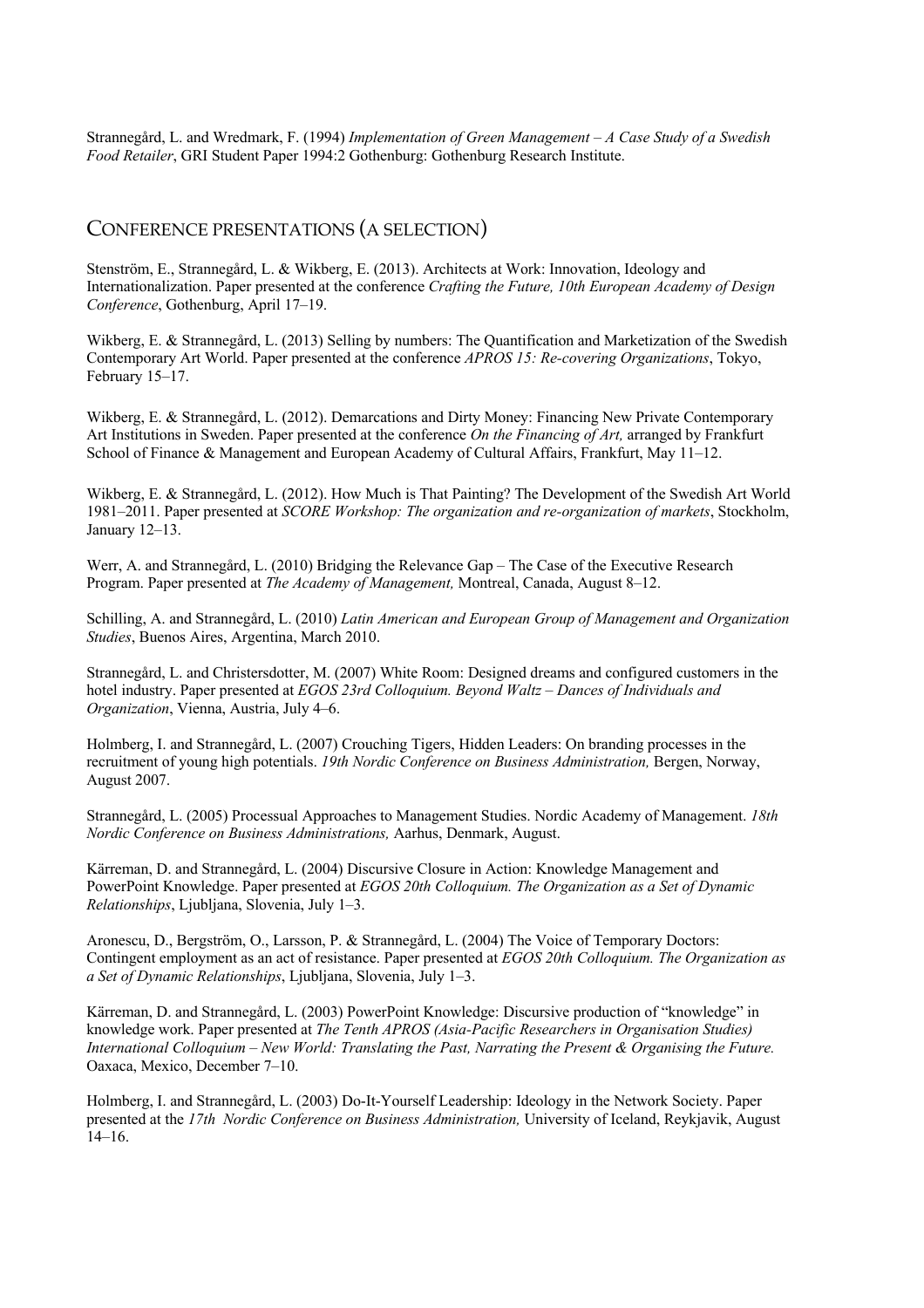Strannegård, L. and Wredmark, F. (1994) *Implementation of Green Management – A Case Study of a Swedish Food Retailer*, GRI Student Paper 1994:2 Gothenburg: Gothenburg Research Institute.

## Conference presentations (a selection)

Stenström, E., Strannegård, L. & Wikberg, E. (2013). Architects at Work: Innovation, Ideology and Internationalization. Paper presented at the conference *Crafting the Future, 10th European Academy of Design Conference*, Gothenburg, April 17–19.

Wikberg, E. & Strannegård, L. (2013) Selling by numbers: The Quantification and Marketization of the Swedish Contemporary Art World. Paper presented at the conference *APROS 15: Re-covering Organizations*, Tokyo, February 15–17.

Wikberg, E. & Strannegård, L. (2012). Demarcations and Dirty Money: Financing New Private Contemporary Art Institutions in Sweden. Paper presented at the conference *On the Financing of Art,* arranged by Frankfurt School of Finance & Management and European Academy of Cultural Affairs, Frankfurt, May 11–12.

Wikberg, E. & Strannegård, L. (2012). How Much is That Painting? The Development of the Swedish Art World 1981–2011. Paper presented at *SCORE Workshop: The organization and re-organization of markets*, Stockholm, January 12–13.

Werr, A. and Strannegård, L. (2010) Bridging the Relevance Gap – The Case of the Executive Research Program. Paper presented at *The Academy of Management,* Montreal, Canada, August 8–12.

Schilling, A. and Strannegård, L. (2010) *Latin American and European Group of Management and Organization Studies*, Buenos Aires, Argentina, March 2010.

Strannegård, L. and Christersdotter, M. (2007) White Room: Designed dreams and configured customers in the hotel industry. Paper presented at *EGOS 23rd Colloquium. Beyond Waltz – Dances of Individuals and Organization*, Vienna, Austria, July 4–6.

Holmberg, I. and Strannegård, L. (2007) Crouching Tigers, Hidden Leaders: On branding processes in the recruitment of young high potentials. *19th Nordic Conference on Business Administration,* Bergen, Norway, August 2007.

Strannegård, L. (2005) Processual Approaches to Management Studies. Nordic Academy of Management. *18th Nordic Conference on Business Administrations,* Aarhus, Denmark, August.

Kärreman, D. and Strannegård, L. (2004) Discursive Closure in Action: Knowledge Management and PowerPoint Knowledge. Paper presented at *EGOS 20th Colloquium. The Organization as a Set of Dynamic Relationships*, Ljubljana, Slovenia, July 1–3.

Aronescu, D., Bergström, O., Larsson, P. & Strannegård, L. (2004) The Voice of Temporary Doctors: Contingent employment as an act of resistance. Paper presented at *EGOS 20th Colloquium. The Organization as a Set of Dynamic Relationships*, Ljubljana, Slovenia, July 1–3.

Kärreman, D. and Strannegård, L. (2003) PowerPoint Knowledge: Discursive production of "knowledge" in knowledge work. Paper presented at *The Tenth APROS (Asia-Pacific Researchers in Organisation Studies) International Colloquium – New World: Translating the Past, Narrating the Present & Organising the Future.* Oaxaca, Mexico, December 7–10.

Holmberg, I. and Strannegård, L. (2003) Do-It-Yourself Leadership: Ideology in the Network Society. Paper presented at the *17th Nordic Conference on Business Administration,* University of Iceland, Reykjavik, August 14–16.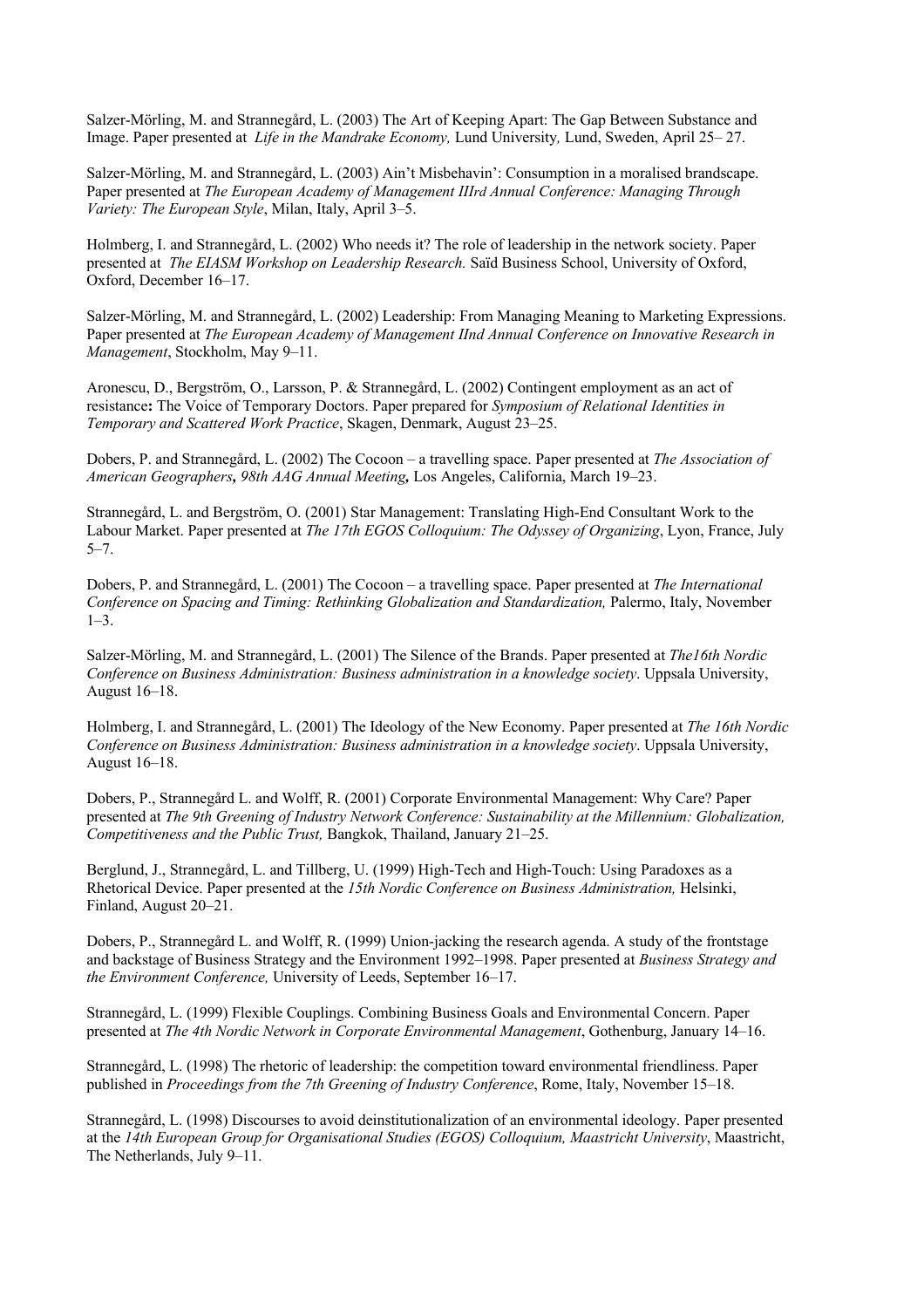Salzer-Mörling, M. and Strannegård, L. (2003) The Art of Keeping Apart: The Gap Between Substance and Image. Paper presented at *Life in the Mandrake Economy,* Lund University*,* Lund, Sweden, April 25– 27.

Salzer-Mörling, M. and Strannegård, L. (2003) Ain't Misbehavin': Consumption in a moralised brandscape. Paper presented at *The European Academy of Management IIIrd Annual Conference: Managing Through Variety: The European Style*, Milan, Italy, April 3–5.

Holmberg, I. and Strannegård, L. (2002) Who needs it? The role of leadership in the network society. Paper presented at *The EIASM Workshop on Leadership Research.* Saïd Business School, University of Oxford, Oxford, December 16–17.

Salzer-Mörling, M. and Strannegård, L. (2002) Leadership: From Managing Meaning to Marketing Expressions. Paper presented at *The European Academy of Management IInd Annual Conference on Innovative Research in Management*, Stockholm, May 9–11.

Aronescu, D., Bergström, O., Larsson, P. & Strannegård, L. (2002) Contingent employment as an act of resistance**:** The Voice of Temporary Doctors. Paper prepared for *Symposium of Relational Identities in Temporary and Scattered Work Practice*, Skagen, Denmark, August 23–25.

Dobers, P. and Strannegård, L. (2002) The Cocoon – a travelling space. Paper presented at *The Association of American Geographers***,** *98th AAG Annual Meeting***,** Los Angeles, California, March 19–23.

Strannegård, L. and Bergström, O. (2001) Star Management: Translating High-End Consultant Work to the Labour Market. Paper presented at *The 17th EGOS Colloquium: The Odyssey of Organizing*, Lyon, France, July 5–7.

Dobers, P. and Strannegård, L. (2001) The Cocoon – a travelling space. Paper presented at *The International Conference on Spacing and Timing: Rethinking Globalization and Standardization,* Palermo, Italy, November 1–3.

Salzer-Mörling, M. and Strannegård, L. (2001) The Silence of the Brands. Paper presented at *The16th Nordic Conference on Business Administration: Business administration in a knowledge society*. Uppsala University, August 16–18.

Holmberg, I. and Strannegård, L. (2001) The Ideology of the New Economy. Paper presented at *The 16th Nordic Conference on Business Administration: Business administration in a knowledge society*. Uppsala University, August 16–18.

Dobers, P., Strannegård L. and Wolff, R. (2001) Corporate Environmental Management: Why Care? Paper presented at *The 9th Greening of Industry Network Conference: Sustainability at the Millennium: Globalization, Competitiveness and the Public Trust,* Bangkok, Thailand, January 21–25.

Berglund, J., Strannegård, L. and Tillberg, U. (1999) High-Tech and High-Touch: Using Paradoxes as a Rhetorical Device. Paper presented at the *15th Nordic Conference on Business Administration,* Helsinki, Finland, August 20–21.

Dobers, P., Strannegård L. and Wolff, R. (1999) Union-jacking the research agenda. A study of the frontstage and backstage of Business Strategy and the Environment 1992–1998. Paper presented at *Business Strategy and the Environment Conference,* University of Leeds, September 16–17.

Strannegård, L. (1999) Flexible Couplings. Combining Business Goals and Environmental Concern. Paper presented at *The 4th Nordic Network in Corporate Environmental Management*, Gothenburg, January 14–16.

Strannegård, L. (1998) The rhetoric of leadership: the competition toward environmental friendliness. Paper published in *Proceedings from the 7th Greening of Industry Conference*, Rome, Italy, November 15–18.

Strannegård, L. (1998) Discourses to avoid deinstitutionalization of an environmental ideology. Paper presented at the *14th European Group for Organisational Studies (EGOS) Colloquium, Maastricht University*, Maastricht, The Netherlands, July 9–11.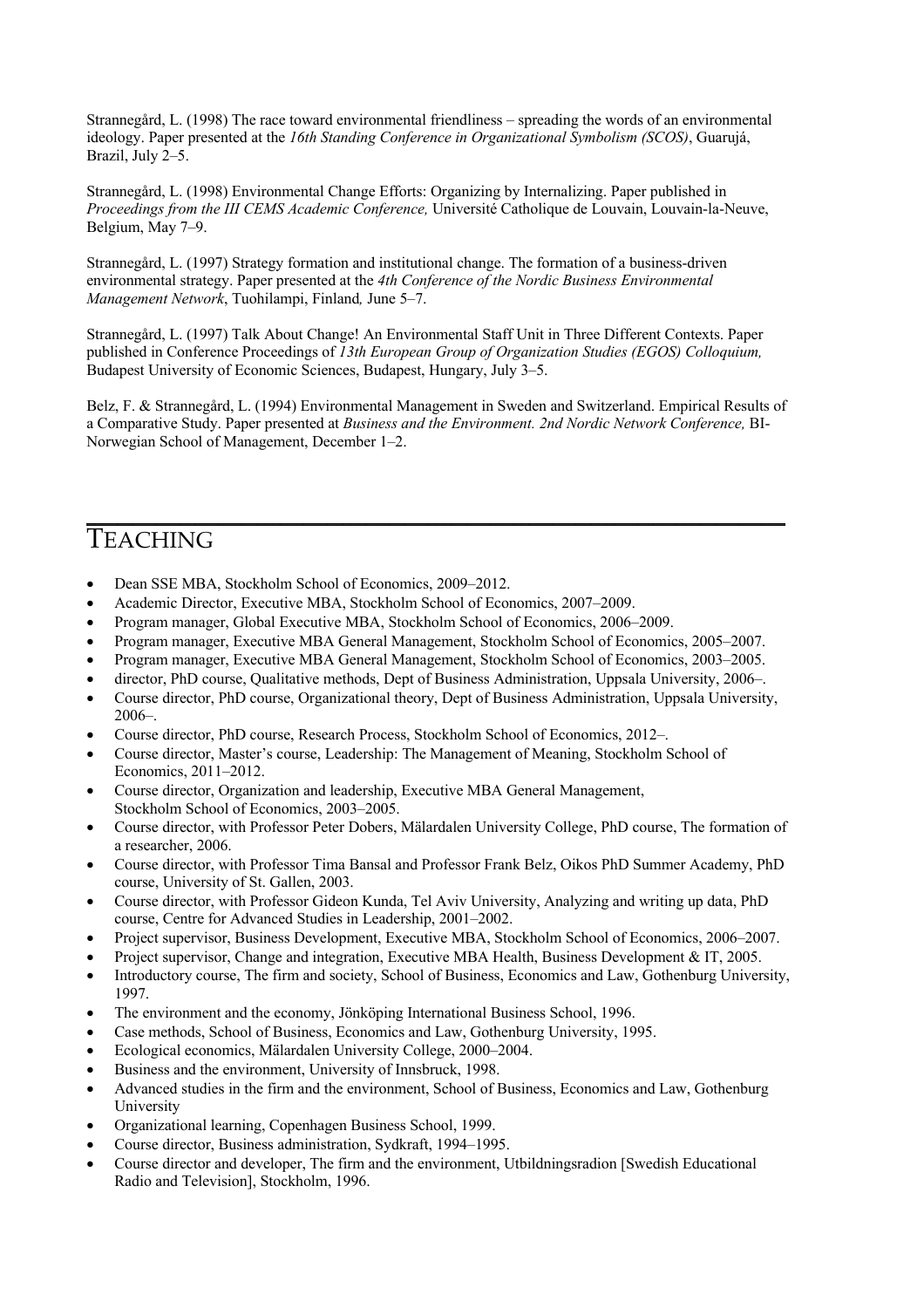Strannegård, L. (1998) The race toward environmental friendliness – spreading the words of an environmental ideology. Paper presented at the *16th Standing Conference in Organizational Symbolism (SCOS)*, Guarujá, Brazil, July 2–5.

Strannegård, L. (1998) Environmental Change Efforts: Organizing by Internalizing. Paper published in *Proceedings from the III CEMS Academic Conference,* Université Catholique de Louvain, Louvain-la-Neuve, Belgium, May 7–9.

Strannegård, L. (1997) Strategy formation and institutional change. The formation of a business-driven environmental strategy. Paper presented at the *4th Conference of the Nordic Business Environmental Management Network*, Tuohilampi, Finland*,* June 5–7.

Strannegård, L. (1997) Talk About Change! An Environmental Staff Unit in Three Different Contexts. Paper published in Conference Proceedings of *13th European Group of Organization Studies (EGOS) Colloquium,* Budapest University of Economic Sciences, Budapest, Hungary, July 3–5.

Belz, F. & Strannegård, L. (1994) Environmental Management in Sweden and Switzerland. Empirical Results of a Comparative Study. Paper presented at *Business and the Environment. 2nd Nordic Network Conference,* BI-Norwegian School of Management, December 1–2.

# TEACHING

- Dean SSE MBA, Stockholm School of Economics, 2009–2012.
- Academic Director, Executive MBA, Stockholm School of Economics, 2007–2009.
- Program manager, Global Executive MBA, Stockholm School of Economics, 2006–2009.
- Program manager, Executive MBA General Management, Stockholm School of Economics, 2005–2007.
- Program manager, Executive MBA General Management, Stockholm School of Economics, 2003–2005.
- director, PhD course, Qualitative methods, Dept of Business Administration, Uppsala University, 2006–.
- Course director, PhD course, Organizational theory, Dept of Business Administration, Uppsala University, 2006–.
- Course director, PhD course, Research Process, Stockholm School of Economics, 2012–.
- Course director, Master's course, Leadership: The Management of Meaning, Stockholm School of Economics, 2011–2012.
- Course director, Organization and leadership, Executive MBA General Management, Stockholm School of Economics, 2003–2005.
- Course director, with Professor Peter Dobers, Mälardalen University College, PhD course, The formation of a researcher, 2006.
- Course director, with Professor Tima Bansal and Professor Frank Belz, Oikos PhD Summer Academy, PhD course, University of St. Gallen, 2003.
- Course director, with Professor Gideon Kunda, Tel Aviv University, Analyzing and writing up data, PhD course, Centre for Advanced Studies in Leadership, 2001–2002.
- Project supervisor, Business Development, Executive MBA, Stockholm School of Economics, 2006–2007.
- Project supervisor, Change and integration, Executive MBA Health, Business Development & IT, 2005.
- Introductory course, The firm and society, School of Business, Economics and Law, Gothenburg University, 1997.
- The environment and the economy, Jönköping International Business School, 1996.
- Case methods, School of Business, Economics and Law, Gothenburg University, 1995.
- Ecological economics, Mälardalen University College, 2000–2004.
- Business and the environment, University of Innsbruck, 1998.
- Advanced studies in the firm and the environment, School of Business, Economics and Law, Gothenburg University
- Organizational learning, Copenhagen Business School, 1999.
- Course director, Business administration, Sydkraft, 1994–1995.
- Course director and developer, The firm and the environment, Utbildningsradion [Swedish Educational Radio and Television], Stockholm, 1996.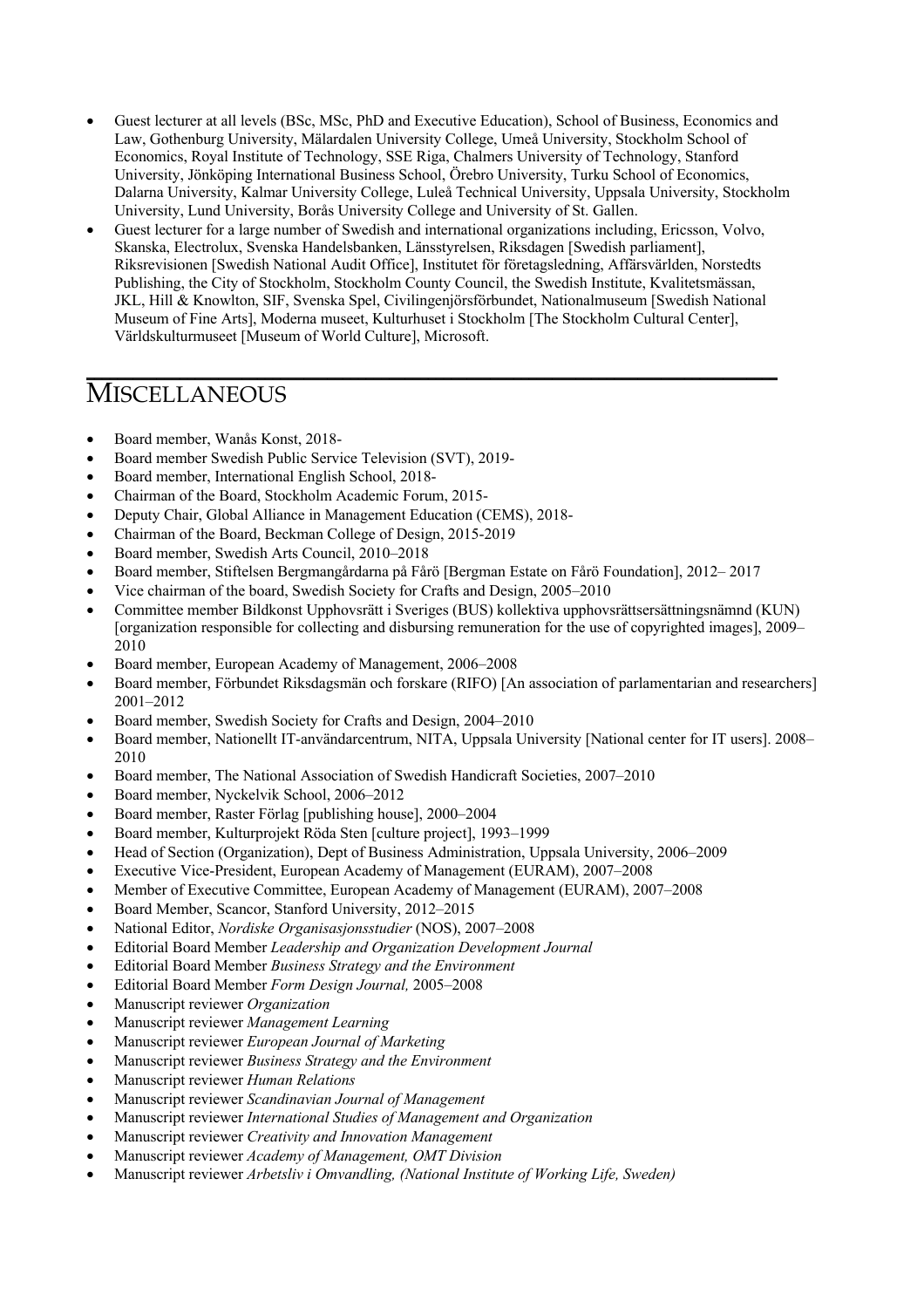- Guest lecturer at all levels (BSc, MSc, PhD and Executive Education), School of Business, Economics and Law, Gothenburg University, Mälardalen University College, Umeå University, Stockholm School of Economics, Royal Institute of Technology, SSE Riga, Chalmers University of Technology, Stanford University, Jönköping International Business School, Örebro University, Turku School of Economics, Dalarna University, Kalmar University College, Luleå Technical University, Uppsala University, Stockholm University, Lund University, Borås University College and University of St. Gallen.
- Guest lecturer for a large number of Swedish and international organizations including, Ericsson, Volvo, Skanska, Electrolux, Svenska Handelsbanken, Länsstyrelsen, Riksdagen [Swedish parliament], Riksrevisionen [Swedish National Audit Office], Institutet för företagsledning, Affärsvärlden, Norstedts Publishing, the City of Stockholm, Stockholm County Council, the Swedish Institute, Kvalitetsmässan, JKL, Hill & Knowlton, SIF, Svenska Spel, Civilingenjörsförbundet, Nationalmuseum [Swedish National Museum of Fine Arts], Moderna museet, Kulturhuset i Stockholm [The Stockholm Cultural Center], Världskulturmuseet [Museum of World Culture], Microsoft.

## Miscellaneous

- Board member, Wanås Konst, 2018-
- Board member Swedish Public Service Television (SVT), 2019-
- Board member, International English School, 2018-
- Chairman of the Board, Stockholm Academic Forum, 2015-
- Deputy Chair, Global Alliance in Management Education (CEMS), 2018-
- Chairman of the Board, Beckman College of Design, 2015-2019
- Board member, Swedish Arts Council, 2010–2018
- Board member, Stiftelsen Bergmangårdarna på Fårö [Bergman Estate on Fårö Foundation], 2012– 2017
- Vice chairman of the board, Swedish Society for Crafts and Design, 2005–2010
- Committee member Bildkonst Upphovsrätt i Sveriges (BUS) kollektiva upphovsrättsersättningsnämnd (KUN) [organization responsible for collecting and disbursing remuneration for the use of copyrighted images], 2009–2010
- Board member, European Academy of Management, 2006–2008
- Board member, Förbundet Riksdagsmän och forskare (RIFO) [An association of parlamentarian and researchers] 2001–2012
- Board member, Swedish Society for Crafts and Design, 2004–2010
- Board member, Nationellt IT-användarcentrum, NITA, Uppsala University [National center for IT users]. 2008–2010
- Board member, The National Association of Swedish Handicraft Societies, 2007–2010
- Board member, Nyckelvik School, 2006–2012
- Board member, Raster Förlag [publishing house], 2000–2004
- Board member, Kulturprojekt Röda Sten [culture project], 1993–1999
- Head of Section (Organization), Dept of Business Administration, Uppsala University, 2006–2009
- Executive Vice-President, European Academy of Management (EURAM), 2007–2008
- Member of Executive Committee, European Academy of Management (EURAM), 2007–2008
- Board Member, Scancor, Stanford University, 2012–2015
- National Editor, *Nordiske Organisasjonsstudier* (NOS), 2007–2008
- Editorial Board Member *Leadership and Organization Development Journal*
- Editorial Board Member *Business Strategy and the Environment*
- Editorial Board Member *Form Design Journal,* 2005–2008
- Manuscript reviewer *Organization*
- Manuscript reviewer *Management Learning*
- Manuscript reviewer *European Journal of Marketing*
- Manuscript reviewer *Business Strategy and the Environment*
- Manuscript reviewer *Human Relations*
- Manuscript reviewer *Scandinavian Journal of Management*
- Manuscript reviewer *International Studies of Management and Organization*
- Manuscript reviewer *Creativity and Innovation Management*
- Manuscript reviewer *Academy of Management, OMT Division*
- Manuscript reviewer *Arbetsliv i Omvandling, (National Institute of Working Life, Sweden)*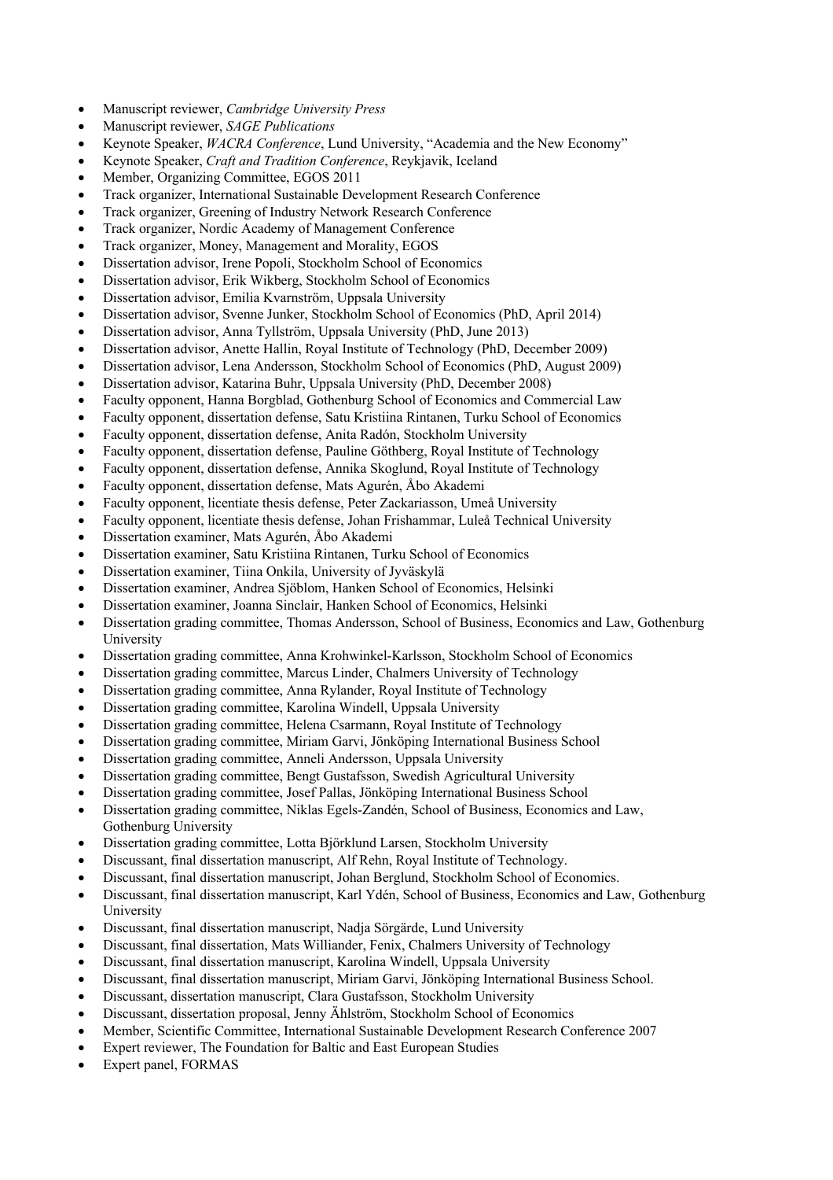- Manuscript reviewer, *Cambridge University Press*
- Manuscript reviewer, *SAGE Publications*
- Keynote Speaker, *WACRA Conference*, Lund University, "Academia and the New Economy"
- Keynote Speaker, *Craft and Tradition Conference*, Reykjavik, Iceland
- Member, Organizing Committee, EGOS 2011
- Track organizer, International Sustainable Development Research Conference
- Track organizer, Greening of Industry Network Research Conference
- Track organizer, Nordic Academy of Management Conference
- Track organizer, Money, Management and Morality, EGOS
- Dissertation advisor, Irene Popoli, Stockholm School of Economics
- Dissertation advisor, Erik Wikberg, Stockholm School of Economics
- Dissertation advisor, Emilia Kvarnström, Uppsala University
- Dissertation advisor, Svenne Junker, Stockholm School of Economics (PhD, April 2014)
- Dissertation advisor, Anna Tyllström, Uppsala University (PhD, June 2013)
- Dissertation advisor, Anette Hallin, Royal Institute of Technology (PhD, December 2009)
- Dissertation advisor, Lena Andersson, Stockholm School of Economics (PhD, August 2009)
- Dissertation advisor, Katarina Buhr, Uppsala University (PhD, December 2008)
- Faculty opponent, Hanna Borgblad, Gothenburg School of Economics and Commercial Law
- Faculty opponent, dissertation defense, Satu Kristiina Rintanen, Turku School of Economics
- Faculty opponent, dissertation defense, Anita Radón, Stockholm University
- Faculty opponent, dissertation defense, Pauline Göthberg, Royal Institute of Technology
- Faculty opponent, dissertation defense, Annika Skoglund, Royal Institute of Technology
- Faculty opponent, dissertation defense, Mats Agurén, Åbo Akademi
- Faculty opponent, licentiate thesis defense, Peter Zackariasson, Umeå University
- Faculty opponent, licentiate thesis defense, Johan Frishammar, Luleå Technical University
- Dissertation examiner, Mats Agurén, Åbo Akademi
- Dissertation examiner, Satu Kristiina Rintanen, Turku School of Economics
- Dissertation examiner, Tiina Onkila, University of Jyväskylä
- Dissertation examiner, Andrea Sjöblom, Hanken School of Economics, Helsinki
- Dissertation examiner, Joanna Sinclair, Hanken School of Economics, Helsinki
- Dissertation grading committee, Thomas Andersson, School of Business, Economics and Law, Gothenburg University
- Dissertation grading committee, Anna Krohwinkel-Karlsson, Stockholm School of Economics
- Dissertation grading committee, Marcus Linder, Chalmers University of Technology
- Dissertation grading committee, Anna Rylander, Royal Institute of Technology
- Dissertation grading committee, Karolina Windell, Uppsala University
- Dissertation grading committee, Helena Csarmann, Royal Institute of Technology
- Dissertation grading committee, Miriam Garvi, Jönköping International Business School
- Dissertation grading committee, Anneli Andersson, Uppsala University
- Dissertation grading committee, Bengt Gustafsson, Swedish Agricultural University
- Dissertation grading committee, Josef Pallas, Jönköping International Business School
- Dissertation grading committee, Niklas Egels-Zandén, School of Business, Economics and Law, Gothenburg University
- Dissertation grading committee, Lotta Björklund Larsen, Stockholm University
- Discussant, final dissertation manuscript, Alf Rehn, Royal Institute of Technology.
- Discussant, final dissertation manuscript, Johan Berglund, Stockholm School of Economics.
- Discussant, final dissertation manuscript, Karl Ydén, School of Business, Economics and Law, Gothenburg University
- Discussant, final dissertation manuscript, Nadja Sörgärde, Lund University
- Discussant, final dissertation, Mats Williander, Fenix, Chalmers University of Technology
- Discussant, final dissertation manuscript, Karolina Windell, Uppsala University
- Discussant, final dissertation manuscript, Miriam Garvi, Jönköping International Business School.
- Discussant, dissertation manuscript, Clara Gustafsson, Stockholm University
- Discussant, dissertation proposal, Jenny Ählström, Stockholm School of Economics
- Member, Scientific Committee, International Sustainable Development Research Conference 2007
- Expert reviewer, The Foundation for Baltic and East European Studies
- Expert panel, FORMAS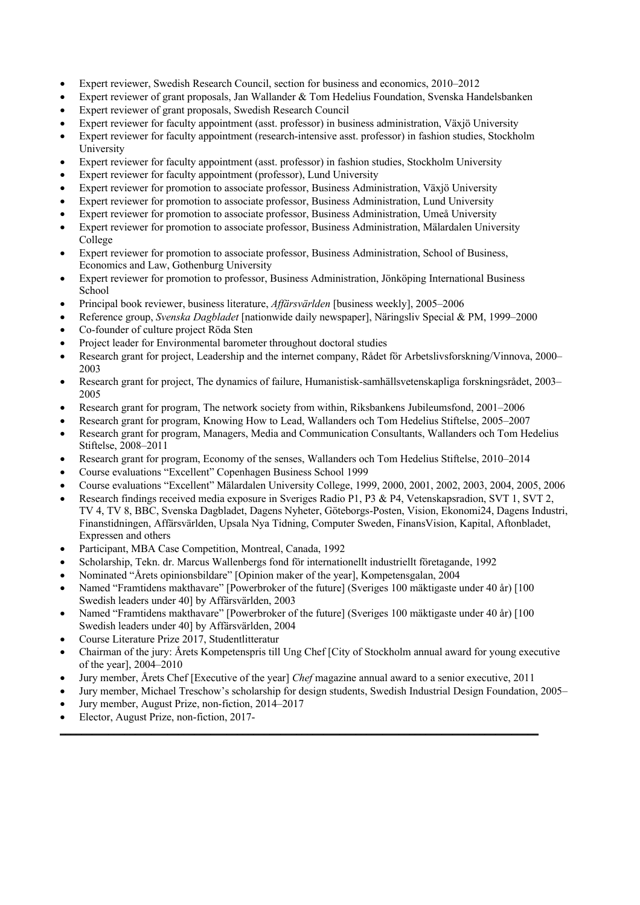- Expert reviewer, Swedish Research Council, section for business and economics, 2010–2012
- Expert reviewer of grant proposals, Jan Wallander & Tom Hedelius Foundation, Svenska Handelsbanken
- Expert reviewer of grant proposals, Swedish Research Council
- Expert reviewer for faculty appointment (asst. professor) in business administration, Växjö University
- Expert reviewer for faculty appointment (research-intensive asst. professor) in fashion studies, Stockholm University
- Expert reviewer for faculty appointment (asst. professor) in fashion studies, Stockholm University
- Expert reviewer for faculty appointment (professor), Lund University
- Expert reviewer for promotion to associate professor, Business Administration, Växjö University
- Expert reviewer for promotion to associate professor, Business Administration, Lund University
- Expert reviewer for promotion to associate professor, Business Administration, Umeå University
- Expert reviewer for promotion to associate professor, Business Administration, Mälardalen University College
- Expert reviewer for promotion to associate professor, Business Administration, School of Business, Economics and Law, Gothenburg University
- Expert reviewer for promotion to professor, Business Administration, Jönköping International Business School
- Principal book reviewer, business literature, *Affärsvärlden* [business weekly], 2005–2006
- Reference group, *Svenska Dagbladet* [nationwide daily newspaper], Näringsliv Special & PM, 1999–2000
- Co-founder of culture project Röda Sten
- Project leader for Environmental barometer throughout doctoral studies
- Research grant for project, Leadership and the internet company, Rådet för Arbetslivsforskning/Vinnova, 2000–2003
- Research grant for project, The dynamics of failure, Humanistisk-samhällsvetenskapliga forskningsrådet, 2003–2005
- Research grant for program, The network society from within, Riksbankens Jubileumsfond, 2001–2006
- Research grant for program, Knowing How to Lead, Wallanders och Tom Hedelius Stiftelse, 2005–2007
- Research grant for program, Managers, Media and Communication Consultants, Wallanders och Tom Hedelius Stiftelse, 2008–2011
- Research grant for program, Economy of the senses, Wallanders och Tom Hedelius Stiftelse, 2010–2014
- Course evaluations "Excellent" Copenhagen Business School 1999
- Course evaluations "Excellent" Mälardalen University College, 1999, 2000, 2001, 2002, 2003, 2004, 2005, 2006
- Research findings received media exposure in Sveriges Radio P1, P3 & P4, Vetenskapsradion, SVT 1, SVT 2, TV 4, TV 8, BBC, Svenska Dagbladet, Dagens Nyheter, Göteborgs-Posten, Vision, Ekonomi24, Dagens Industri, Finanstidningen, Affärsvärlden, Upsala Nya Tidning, Computer Sweden, FinansVision, Kapital, Aftonbladet, Expressen and others
- Participant, MBA Case Competition, Montreal, Canada, 1992
- Scholarship, Tekn. dr. Marcus Wallenbergs fond för internationellt industriellt företagande, 1992
- Nominated "Årets opinionsbildare" [Opinion maker of the year], Kompetensgalan, 2004
- Named "Framtidens makthavare" [Powerbroker of the future] (Sveriges 100 mäktigaste under 40 år) [100 Swedish leaders under 40] by Affärsvärlden, 2003
- Named "Framtidens makthavare" [Powerbroker of the future] (Sveriges 100 mäktigaste under 40 år) [100 Swedish leaders under 40] by Affärsvärlden, 2004
- Course Literature Prize 2017, Studentlitteratur
- Chairman of the jury: Årets Kompetenspris till Ung Chef [City of Stockholm annual award for young executive of the year], 2004–2010
- Jury member, Årets Chef [Executive of the year] *Chef* magazine annual award to a senior executive, 2011
- Jury member, Michael Treschow's scholarship for design students, Swedish Industrial Design Foundation, 2005–
- Jury member, August Prize, non-fiction, 2014–2017
- Elector, August Prize, non-fiction, 2017-